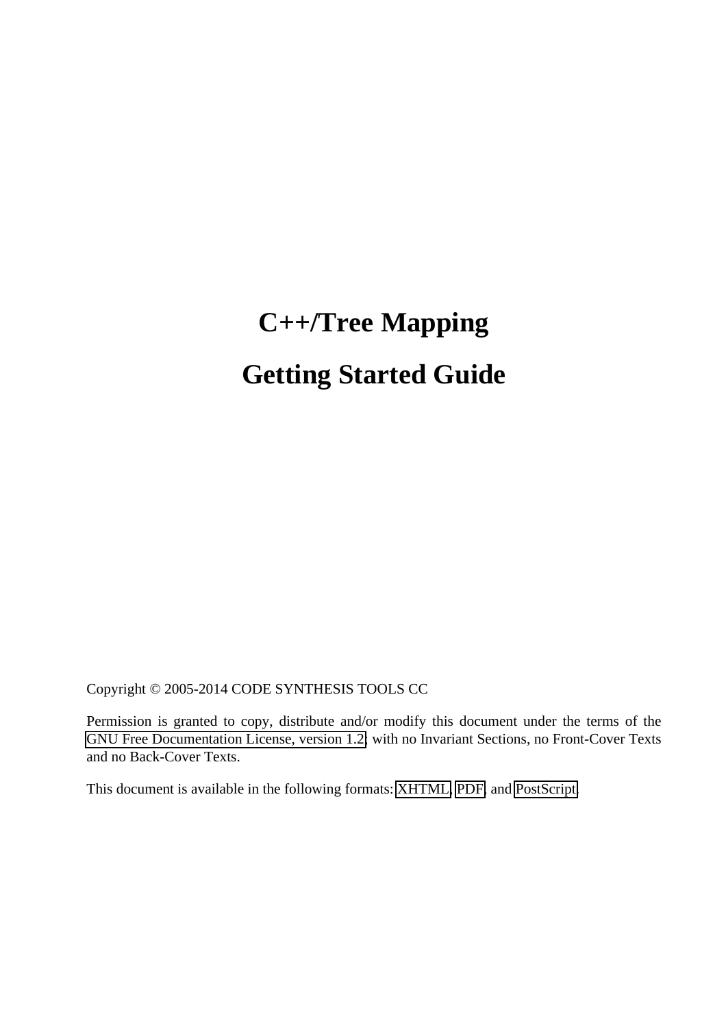# C++/Tree Mapping

# Getting Started Guide

Copyright © 2005-2014 CODE SYNTHESIS TOOLS CC

Permission is granted to copy, distribute and/or modify this document under the terms of the GNU Free Documentation License, version 1.2; with no Invariant Sections, no Front-Cover Texts and no Back-Cover Texts.

This document is available in the following formats: XHTML, PDF, and PostScript.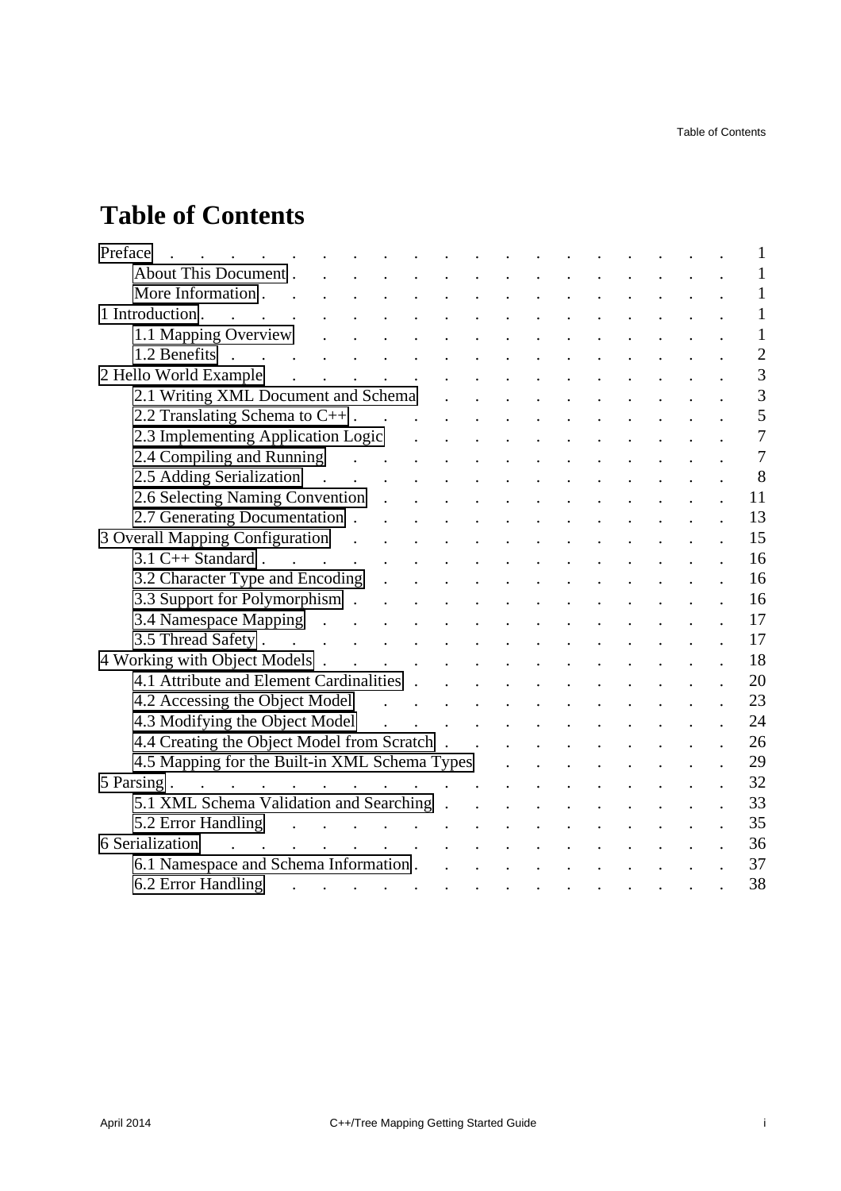# Table of Contents

- Preface . . . 1
  - About This Document . . . 1
  - More Information . . . 1
- 1 Introduction . . . 1
  - 1.1 Mapping Overview . . . 1
  - 1.2 Benefits . . . 2
- 2 Hello World Example . . . 3
  - 2.1 Writing XML Document and Schema . . . 3
  - 2.2 Translating Schema to C++ . . . 5
  - 2.3 Implementing Application Logic . . . 7
  - 2.4 Compiling and Running . . . 7
  - 2.5 Adding Serialization . . . 8
  - 2.6 Selecting Naming Convention . . . 11
  - 2.7 Generating Documentation . . . 13
- 3 Overall Mapping Configuration . . . 15
  - 3.1 C++ Standard . . . 16
  - 3.2 Character Type and Encoding . . . 16
  - 3.3 Support for Polymorphism . . . 16
  - 3.4 Namespace Mapping . . . 17
  - 3.5 Thread Safety . . . 17
- 4 Working with Object Models . . . 18
  - 4.1 Attribute and Element Cardinalities . . . 20
  - 4.2 Accessing the Object Model . . . 23
  - 4.3 Modifying the Object Model . . . 24
  - 4.4 Creating the Object Model from Scratch . . . 26
  - 4.5 Mapping for the Built-in XML Schema Types . . . 29
- 5 Parsing . . . 32
  - 5.1 XML Schema Validation and Searching . . . 33
  - 5.2 Error Handling . . . 35
- 6 Serialization . . . 36
  - 6.1 Namespace and Schema Information . . . 37
  - 6.2 Error Handling . . . 38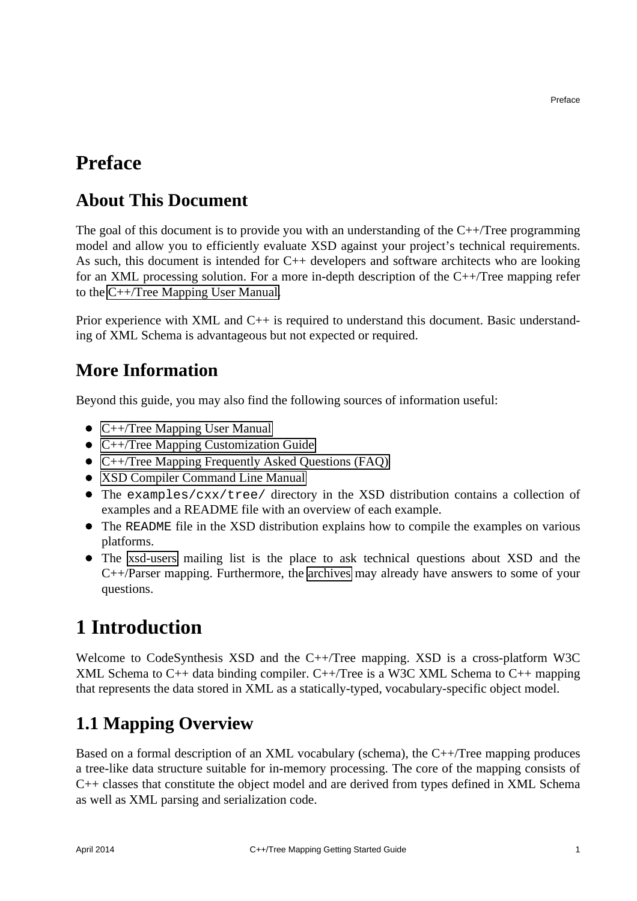# Preface

## About This Document

The goal of this document is to provide you with an understanding of the C++/Tree programming model and allow you to efficiently evaluate XSD against your project's technical requirements. As such, this document is intended for C++ developers and software architects who are looking for an XML processing solution. For a more in-depth description of the C++/Tree mapping refer to the C++/Tree Mapping User Manual.

Prior experience with XML and C++ is required to understand this document. Basic understanding of XML Schema is advantageous but not expected or required.

## More Information

Beyond this guide, you may also find the following sources of information useful:

- C++/Tree Mapping User Manual
- C++/Tree Mapping Customization Guide
- C++/Tree Mapping Frequently Asked Questions (FAQ)
- XSD Compiler Command Line Manual
- The `examples/cxx/tree/` directory in the XSD distribution contains a collection of examples and a README file with an overview of each example.
- The `README` file in the XSD distribution explains how to compile the examples on various platforms.
- The xsd-users mailing list is the place to ask technical questions about XSD and the C++/Parser mapping. Furthermore, the archives may already have answers to some of your questions.

# 1 Introduction

Welcome to CodeSynthesis XSD and the C++/Tree mapping. XSD is a cross-platform W3C XML Schema to C++ data binding compiler. C++/Tree is a W3C XML Schema to C++ mapping that represents the data stored in XML as a statically-typed, vocabulary-specific object model.

## 1.1 Mapping Overview

Based on a formal description of an XML vocabulary (schema), the C++/Tree mapping produces a tree-like data structure suitable for in-memory processing. The core of the mapping consists of C++ classes that constitute the object model and are derived from types defined in XML Schema as well as XML parsing and serialization code.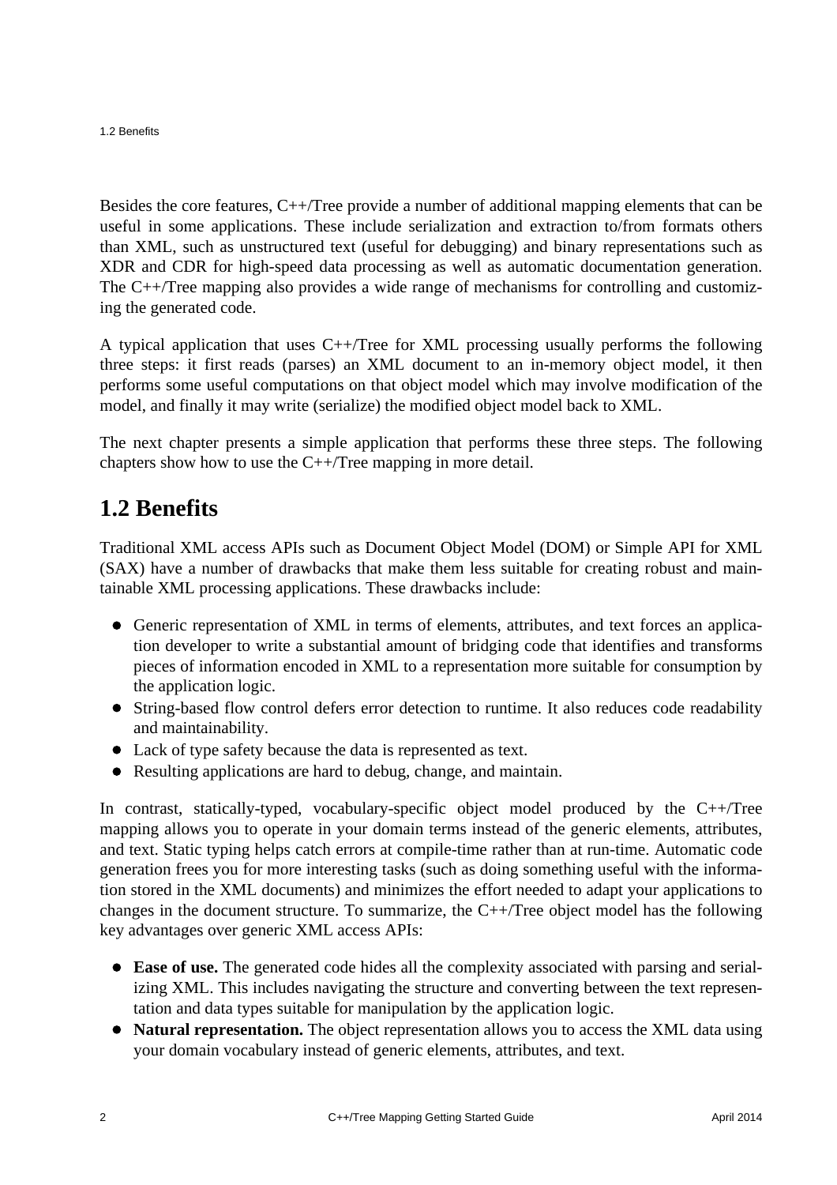Besides the core features, C++/Tree provide a number of additional mapping elements that can be useful in some applications. These include serialization and extraction to/from formats others than XML, such as unstructured text (useful for debugging) and binary representations such as XDR and CDR for high-speed data processing as well as automatic documentation generation. The C++/Tree mapping also provides a wide range of mechanisms for controlling and customizing the generated code.

A typical application that uses C++/Tree for XML processing usually performs the following three steps: it first reads (parses) an XML document to an in-memory object model, it then performs some useful computations on that object model which may involve modification of the model, and finally it may write (serialize) the modified object model back to XML.

The next chapter presents a simple application that performs these three steps. The following chapters show how to use the C++/Tree mapping in more detail.

## 1.2 Benefits

Traditional XML access APIs such as Document Object Model (DOM) or Simple API for XML (SAX) have a number of drawbacks that make them less suitable for creating robust and maintainable XML processing applications. These drawbacks include:

- Generic representation of XML in terms of elements, attributes, and text forces an application developer to write a substantial amount of bridging code that identifies and transforms pieces of information encoded in XML to a representation more suitable for consumption by the application logic.
- String-based flow control defers error detection to runtime. It also reduces code readability and maintainability.
- Lack of type safety because the data is represented as text.
- Resulting applications are hard to debug, change, and maintain.

In contrast, statically-typed, vocabulary-specific object model produced by the C++/Tree mapping allows you to operate in your domain terms instead of the generic elements, attributes, and text. Static typing helps catch errors at compile-time rather than at run-time. Automatic code generation frees you for more interesting tasks (such as doing something useful with the information stored in the XML documents) and minimizes the effort needed to adapt your applications to changes in the document structure. To summarize, the C++/Tree object model has the following key advantages over generic XML access APIs:

- **Ease of use.** The generated code hides all the complexity associated with parsing and serializing XML. This includes navigating the structure and converting between the text representation and data types suitable for manipulation by the application logic.
- **Natural representation.** The object representation allows you to access the XML data using your domain vocabulary instead of generic elements, attributes, and text.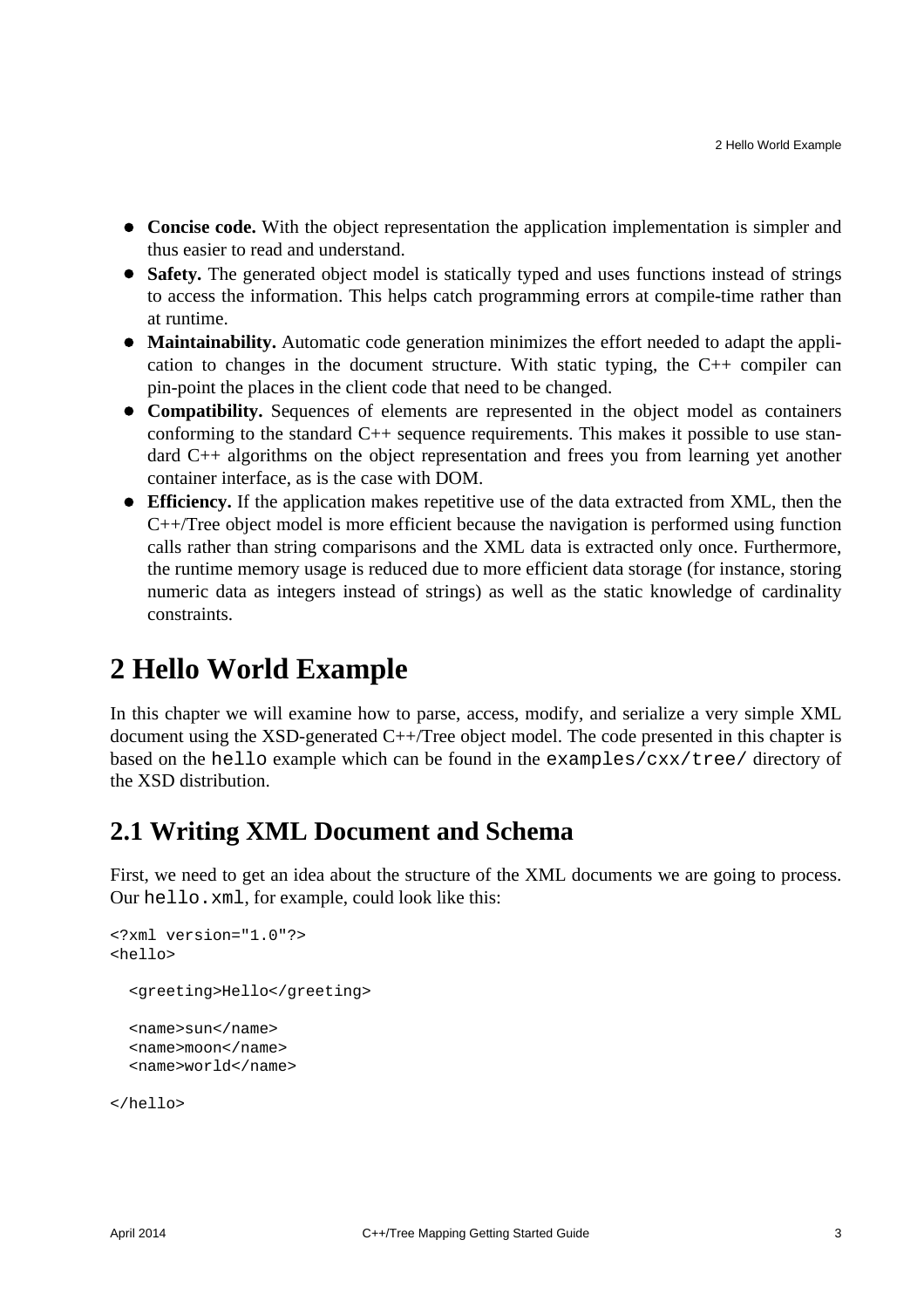- **Concise code.** With the object representation the application implementation is simpler and thus easier to read and understand.
- **Safety.** The generated object model is statically typed and uses functions instead of strings to access the information. This helps catch programming errors at compile-time rather than at runtime.
- **Maintainability.** Automatic code generation minimizes the effort needed to adapt the application to changes in the document structure. With static typing, the C++ compiler can pin-point the places in the client code that need to be changed.
- **Compatibility.** Sequences of elements are represented in the object model as containers conforming to the standard C++ sequence requirements. This makes it possible to use standard C++ algorithms on the object representation and frees you from learning yet another container interface, as is the case with DOM.
- **Efficiency.** If the application makes repetitive use of the data extracted from XML, then the C++/Tree object model is more efficient because the navigation is performed using function calls rather than string comparisons and the XML data is extracted only once. Furthermore, the runtime memory usage is reduced due to more efficient data storage (for instance, storing numeric data as integers instead of strings) as well as the static knowledge of cardinality constraints.

# 2 Hello World Example

In this chapter we will examine how to parse, access, modify, and serialize a very simple XML document using the XSD-generated C++/Tree object model. The code presented in this chapter is based on the `hello` example which can be found in the `examples/cxx/tree/` directory of the XSD distribution.

## 2.1 Writing XML Document and Schema

First, we need to get an idea about the structure of the XML documents we are going to process. Our `hello.xml`, for example, could look like this:

```
<?xml version="1.0"?>
<hello>

  <greeting>Hello</greeting>

  <name>sun</name>
  <name>moon</name>
  <name>world</name>

</hello>
```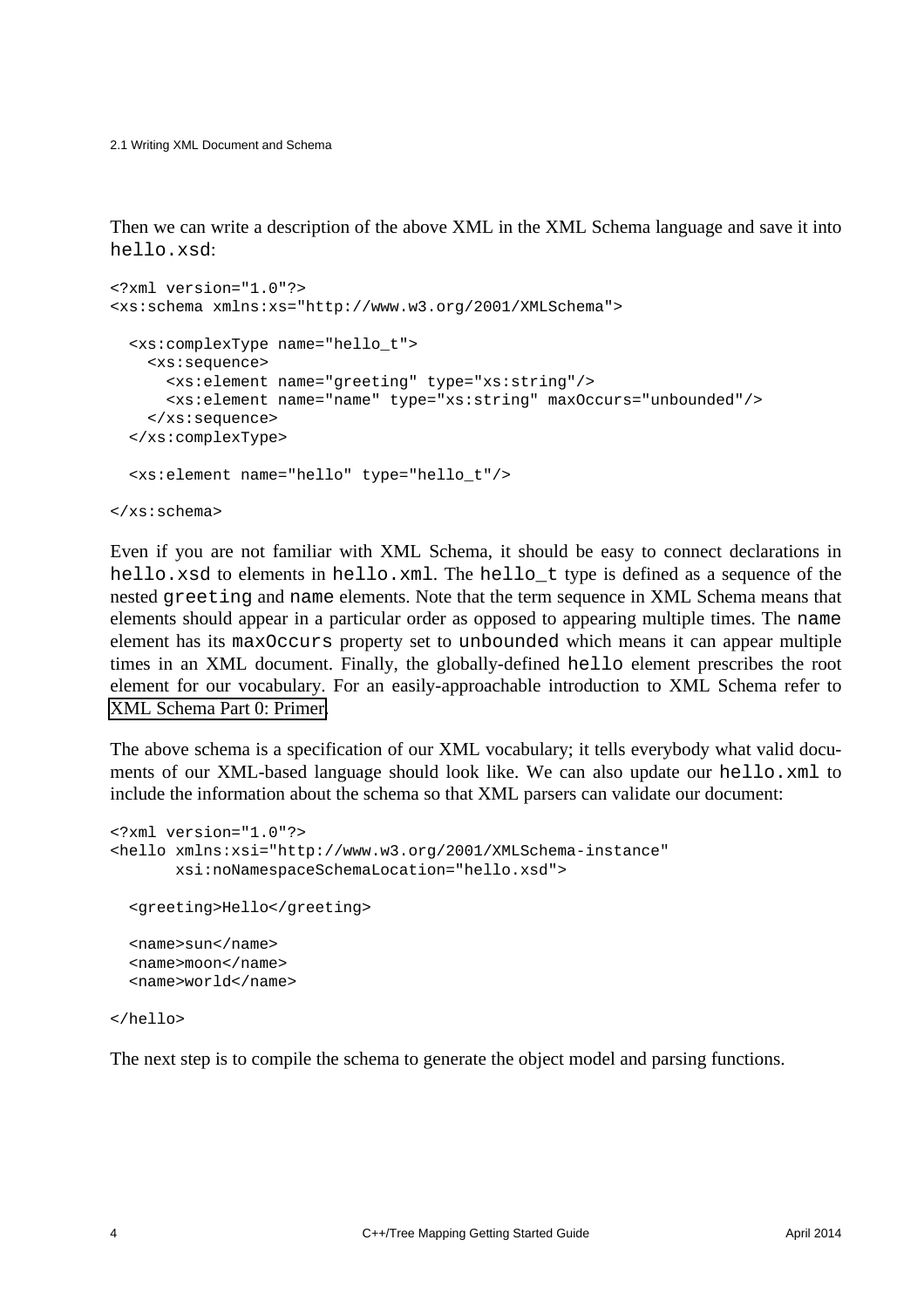Then we can write a description of the above XML in the XML Schema language and save it into `hello.xsd`:

```
<?xml version="1.0"?>
<xs:schema xmlns:xs="http://www.w3.org/2001/XMLSchema">

  <xs:complexType name="hello_t">
    <xs:sequence>
      <xs:element name="greeting" type="xs:string"/>
      <xs:element name="name" type="xs:string" maxOccurs="unbounded"/>
    </xs:sequence>
  </xs:complexType>

  <xs:element name="hello" type="hello_t"/>

</xs:schema>
```

Even if you are not familiar with XML Schema, it should be easy to connect declarations in `hello.xsd` to elements in `hello.xml`. The `hello_t` type is defined as a sequence of the nested `greeting` and `name` elements. Note that the term sequence in XML Schema means that elements should appear in a particular order as opposed to appearing multiple times. The `name` element has its `maxOccurs` property set to `unbounded` which means it can appear multiple times in an XML document. Finally, the globally-defined `hello` element prescribes the root element for our vocabulary. For an easily-approachable introduction to XML Schema refer to XML Schema Part 0: Primer.

The above schema is a specification of our XML vocabulary; it tells everybody what valid documents of our XML-based language should look like. We can also update our `hello.xml` to include the information about the schema so that XML parsers can validate our document:

```
<?xml version="1.0"?>
<hello xmlns:xsi="http://www.w3.org/2001/XMLSchema-instance"
       xsi:noNamespaceSchemaLocation="hello.xsd">

  <greeting>Hello</greeting>

  <name>sun</name>
  <name>moon</name>
  <name>world</name>

</hello>
```

The next step is to compile the schema to generate the object model and parsing functions.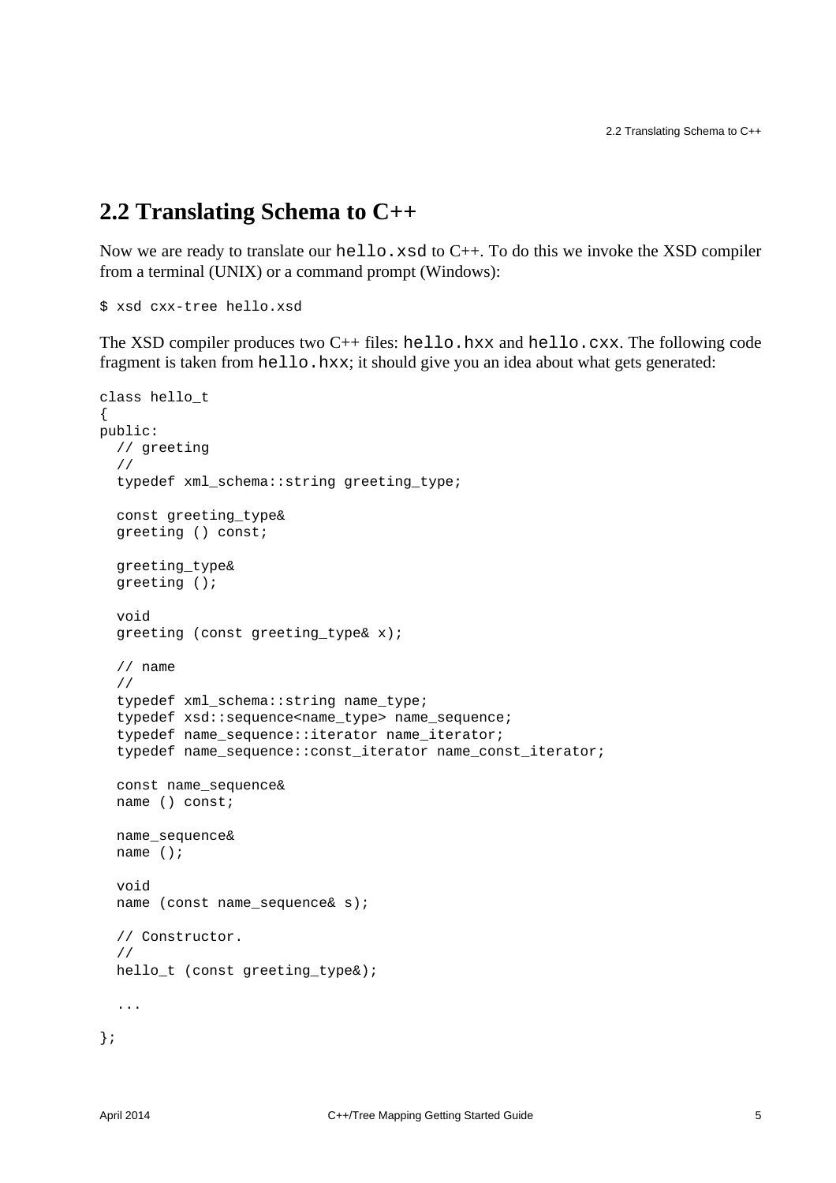## 2.2 Translating Schema to C++

Now we are ready to translate our `hello.xsd` to C++. To do this we invoke the XSD compiler from a terminal (UNIX) or a command prompt (Windows):

```
$ xsd cxx-tree hello.xsd
```

The XSD compiler produces two C++ files: `hello.hxx` and `hello.cxx`. The following code fragment is taken from `hello.hxx`; it should give you an idea about what gets generated:

```
class hello_t
{
public:
  // greeting
  //
  typedef xml_schema::string greeting_type;

  const greeting_type&
  greeting () const;

  greeting_type&
  greeting ();

  void
  greeting (const greeting_type& x);

  // name
  //
  typedef xml_schema::string name_type;
  typedef xsd::sequence<name_type> name_sequence;
  typedef name_sequence::iterator name_iterator;
  typedef name_sequence::const_iterator name_const_iterator;

  const name_sequence&
  name () const;

  name_sequence&
  name ();

  void
  name (const name_sequence& s);

  // Constructor.
  //
  hello_t (const greeting_type&);

  ...

};
```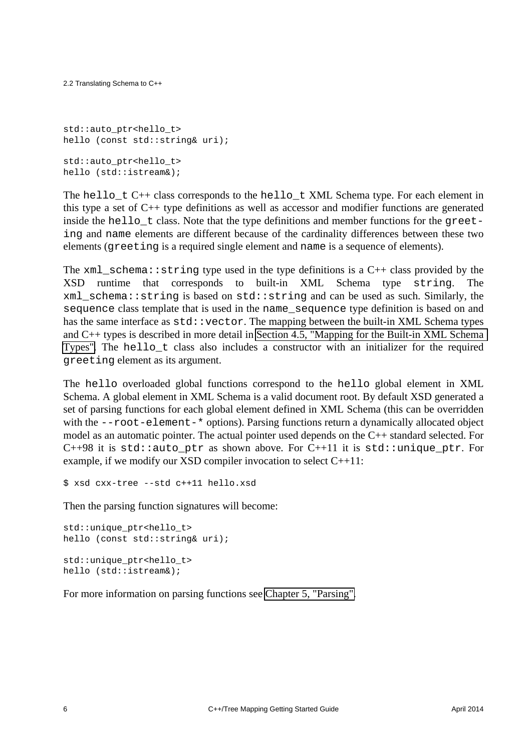```
std::auto_ptr<hello_t>
hello (const std::string& uri);

std::auto_ptr<hello_t>
hello (std::istream&);
```

The `hello_t` C++ class corresponds to the `hello_t` XML Schema type. For each element in this type a set of C++ type definitions as well as accessor and modifier functions are generated inside the `hello_t` class. Note that the type definitions and member functions for the `greeting` and `name` elements are different because of the cardinality differences between these two elements (`greeting` is a required single element and `name` is a sequence of elements).

The `xml_schema::string` type used in the type definitions is a C++ class provided by the XSD runtime that corresponds to built-in XML Schema type `string`. The `xml_schema::string` is based on `std::string` and can be used as such. Similarly, the `sequence` class template that is used in the `name_sequence` type definition is based on and has the same interface as `std::vector`. The mapping between the built-in XML Schema types and C++ types is described in more detail in Section 4.5, "Mapping for the Built-in XML Schema Types". The `hello_t` class also includes a constructor with an initializer for the required `greeting` element as its argument.

The `hello` overloaded global functions correspond to the `hello` global element in XML Schema. A global element in XML Schema is a valid document root. By default XSD generated a set of parsing functions for each global element defined in XML Schema (this can be overridden with the `--root-element-*` options). Parsing functions return a dynamically allocated object model as an automatic pointer. The actual pointer used depends on the C++ standard selected. For C++98 it is `std::auto_ptr` as shown above. For C++11 it is `std::unique_ptr`. For example, if we modify our XSD compiler invocation to select C++11:

```
$ xsd cxx-tree --std c++11 hello.xsd
```

Then the parsing function signatures will become:

```
std::unique_ptr<hello_t>
hello (const std::string& uri);

std::unique_ptr<hello_t>
hello (std::istream&);
```

For more information on parsing functions see Chapter 5, "Parsing".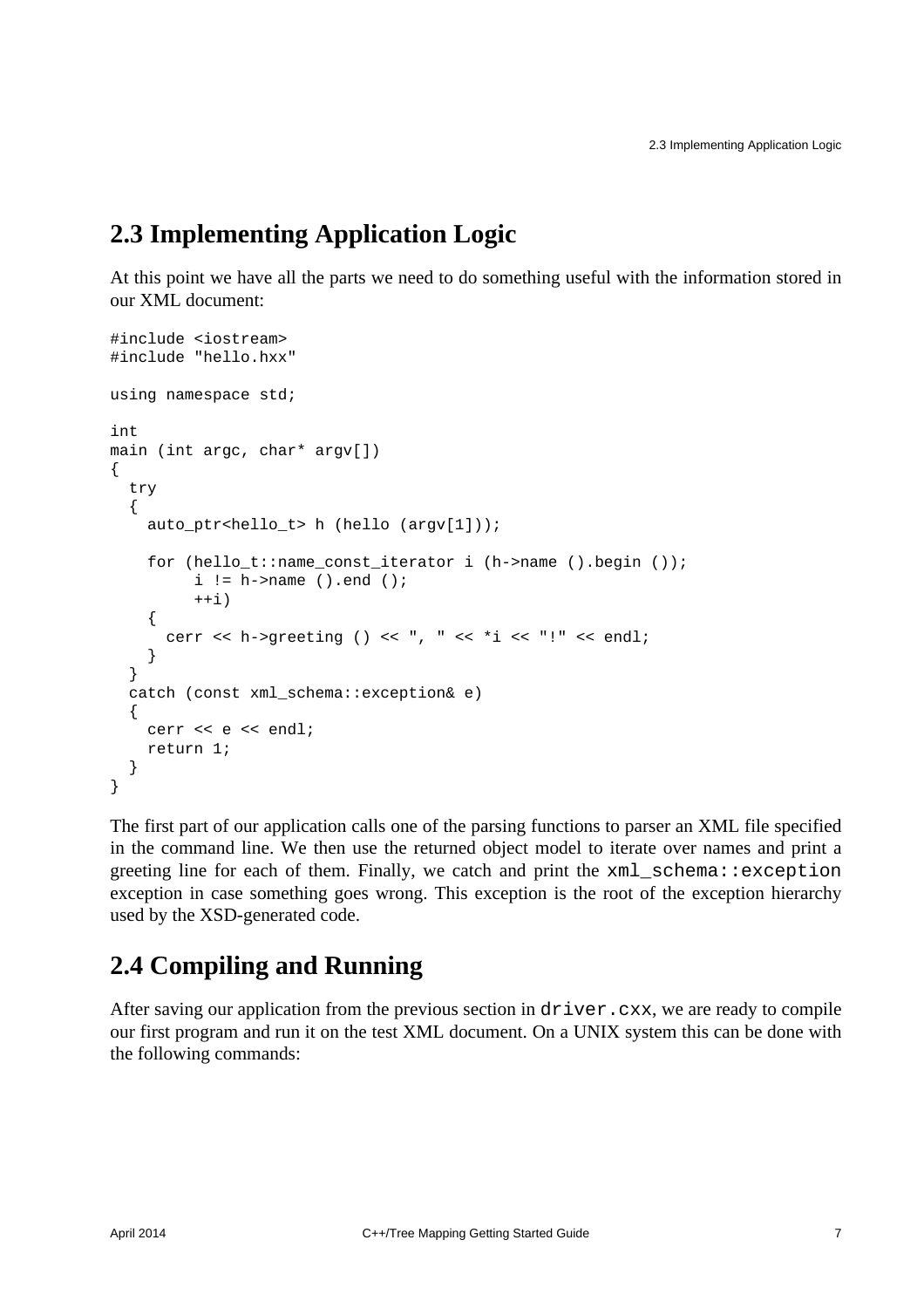## 2.3 Implementing Application Logic

At this point we have all the parts we need to do something useful with the information stored in our XML document:

```
#include <iostream>
#include "hello.hxx"

using namespace std;

int
main (int argc, char* argv[])
{
  try
  {
    auto_ptr<hello_t> h (hello (argv[1]));

    for (hello_t::name_const_iterator i (h->name ().begin ());
         i != h->name ().end ();
         ++i)
    {
      cerr << h->greeting () << ", " << *i << "!" << endl;
    }
  }
  catch (const xml_schema::exception& e)
  {
    cerr << e << endl;
    return 1;
  }
}
```

The first part of our application calls one of the parsing functions to parser an XML file specified in the command line. We then use the returned object model to iterate over names and print a greeting line for each of them. Finally, we catch and print the `xml_schema::exception` exception in case something goes wrong. This exception is the root of the exception hierarchy used by the XSD-generated code.

## 2.4 Compiling and Running

After saving our application from the previous section in `driver.cxx`, we are ready to compile our first program and run it on the test XML document. On a UNIX system this can be done with the following commands: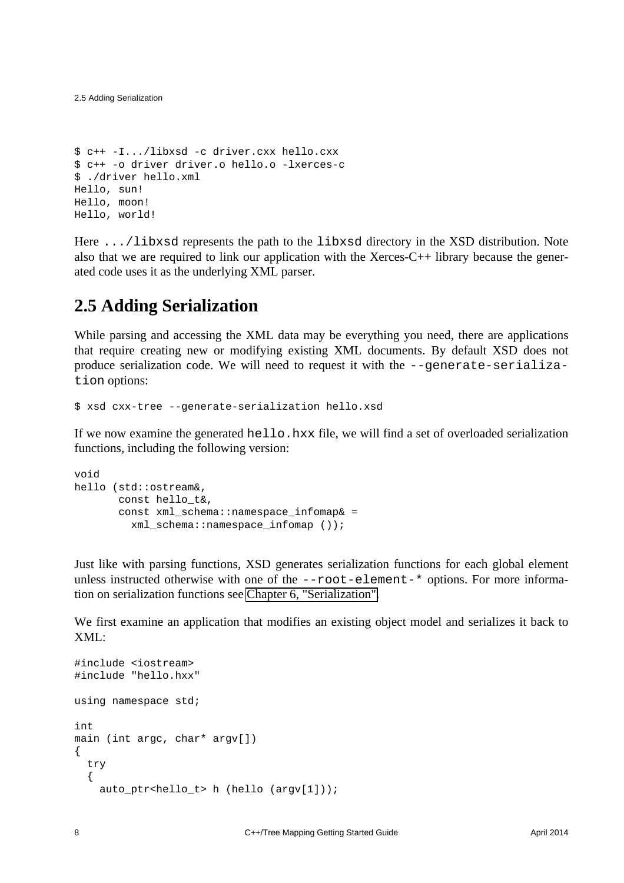```
$ c++ -I.../libxsd -c driver.cxx hello.cxx
$ c++ -o driver driver.o hello.o -lxerces-c
$ ./driver hello.xml
Hello, sun!
Hello, moon!
Hello, world!
```

Here `.../libxsd` represents the path to the `libxsd` directory in the XSD distribution. Note also that we are required to link our application with the Xerces-C++ library because the generated code uses it as the underlying XML parser.

## 2.5 Adding Serialization

While parsing and accessing the XML data may be everything you need, there are applications that require creating new or modifying existing XML documents. By default XSD does not produce serialization code. We will need to request it with the `--generate-serialization` options:

```
$ xsd cxx-tree --generate-serialization hello.xsd
```

If we now examine the generated `hello.hxx` file, we will find a set of overloaded serialization functions, including the following version:

```
void
hello (std::ostream&,
       const hello_t&,
       const xml_schema::namespace_infomap& =
         xml_schema::namespace_infomap ());
```

Just like with parsing functions, XSD generates serialization functions for each global element unless instructed otherwise with one of the `--root-element-*` options. For more information on serialization functions see Chapter 6, "Serialization".

We first examine an application that modifies an existing object model and serializes it back to XML:

```
#include <iostream>
#include "hello.hxx"

using namespace std;

int
main (int argc, char* argv[])
{
  try
  {
    auto_ptr<hello_t> h (hello (argv[1]));
```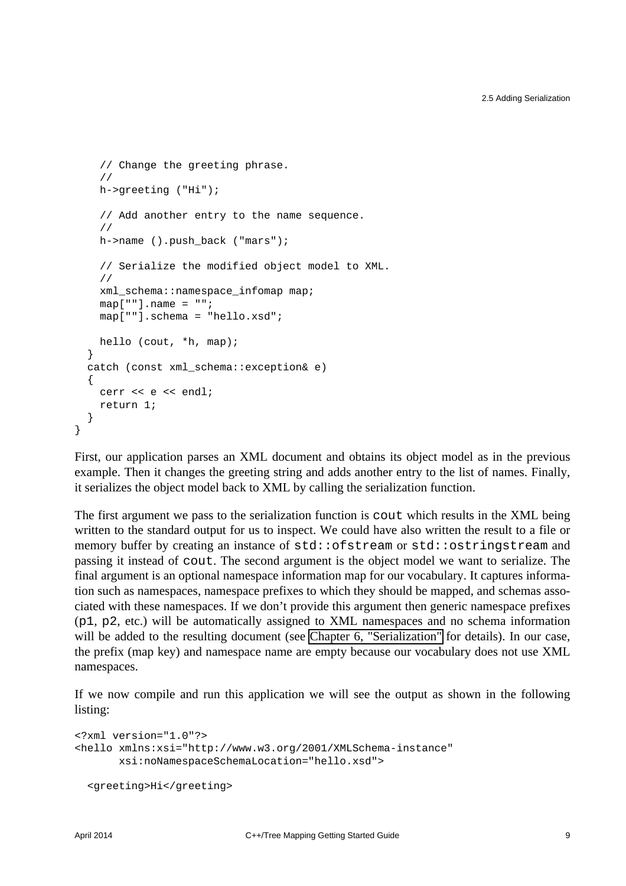```
    // Change the greeting phrase.
    //
    h->greeting ("Hi");

    // Add another entry to the name sequence.
    //
    h->name ().push_back ("mars");

    // Serialize the modified object model to XML.
    //
    xml_schema::namespace_infomap map;
    map[""].name = "";
    map[""].schema = "hello.xsd";

    hello (cout, *h, map);
  }
  catch (const xml_schema::exception& e)
  {
    cerr << e << endl;
    return 1;
  }
}
```

First, our application parses an XML document and obtains its object model as in the previous example. Then it changes the greeting string and adds another entry to the list of names. Finally, it serializes the object model back to XML by calling the serialization function.

The first argument we pass to the serialization function is `cout` which results in the XML being written to the standard output for us to inspect. We could have also written the result to a file or memory buffer by creating an instance of `std::ofstream` or `std::ostringstream` and passing it instead of `cout`. The second argument is the object model we want to serialize. The final argument is an optional namespace information map for our vocabulary. It captures information such as namespaces, namespace prefixes to which they should be mapped, and schemas associated with these namespaces. If we don't provide this argument then generic namespace prefixes (`p1`, `p2`, etc.) will be automatically assigned to XML namespaces and no schema information will be added to the resulting document (see Chapter 6, "Serialization" for details). In our case, the prefix (map key) and namespace name are empty because our vocabulary does not use XML namespaces.

If we now compile and run this application we will see the output as shown in the following listing:

```
<?xml version="1.0"?>
<hello xmlns:xsi="http://www.w3.org/2001/XMLSchema-instance"
       xsi:noNamespaceSchemaLocation="hello.xsd">

  <greeting>Hi</greeting>
```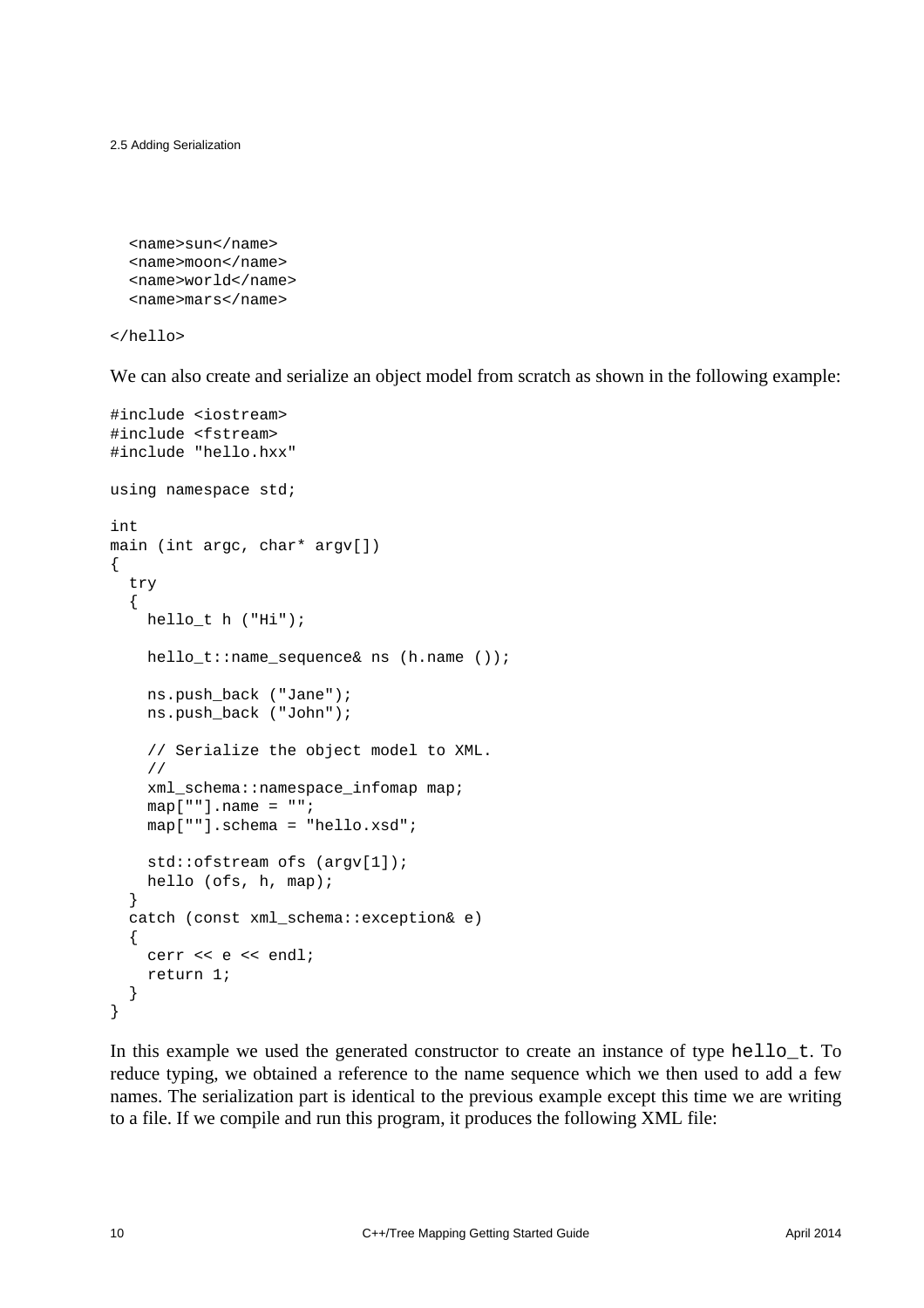```
  <name>sun</name>
  <name>moon</name>
  <name>world</name>
  <name>mars</name>

</hello>
```

We can also create and serialize an object model from scratch as shown in the following example:

```
#include <iostream>
#include <fstream>
#include "hello.hxx"

using namespace std;

int
main (int argc, char* argv[])
{
  try
  {
    hello_t h ("Hi");

    hello_t::name_sequence& ns (h.name ());

    ns.push_back ("Jane");
    ns.push_back ("John");

    // Serialize the object model to XML.
    //
    xml_schema::namespace_infomap map;
    map[""].name = "";
    map[""].schema = "hello.xsd";

    std::ofstream ofs (argv[1]);
    hello (ofs, h, map);
  }
  catch (const xml_schema::exception& e)
  {
    cerr << e << endl;
    return 1;
  }
}
```

In this example we used the generated constructor to create an instance of type `hello_t`. To reduce typing, we obtained a reference to the name sequence which we then used to add a few names. The serialization part is identical to the previous example except this time we are writing to a file. If we compile and run this program, it produces the following XML file: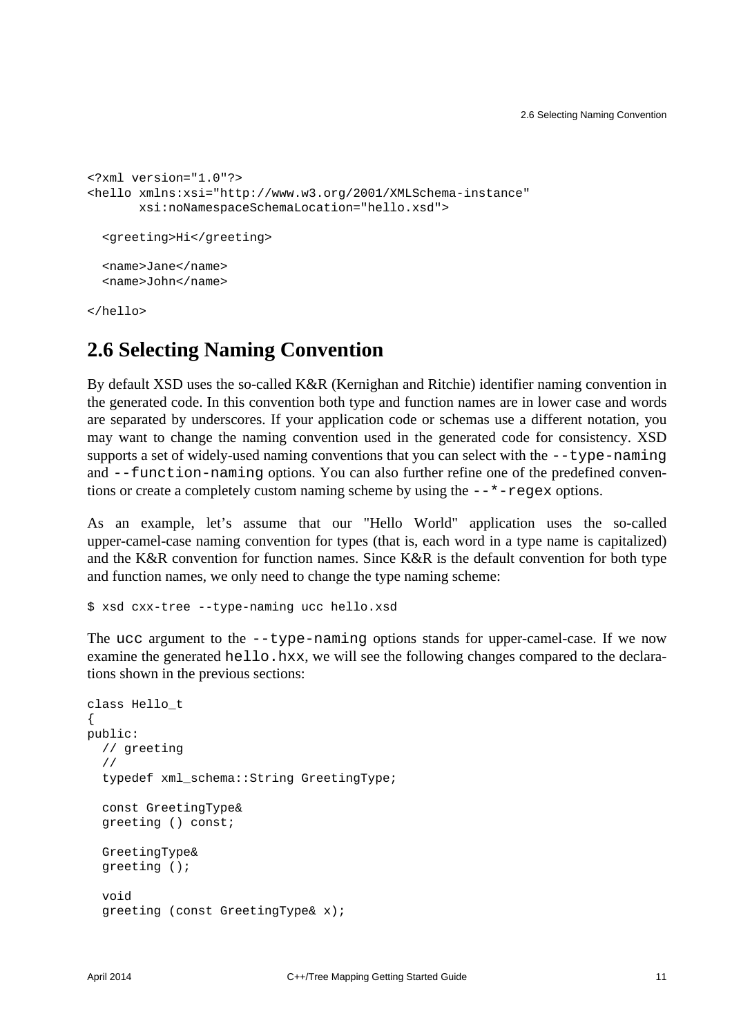```
<?xml version="1.0"?>
<hello xmlns:xsi="http://www.w3.org/2001/XMLSchema-instance"
       xsi:noNamespaceSchemaLocation="hello.xsd">

  <greeting>Hi</greeting>

  <name>Jane</name>
  <name>John</name>

</hello>
```

## 2.6 Selecting Naming Convention

By default XSD uses the so-called K&R (Kernighan and Ritchie) identifier naming convention in the generated code. In this convention both type and function names are in lower case and words are separated by underscores. If your application code or schemas use a different notation, you may want to change the naming convention used in the generated code for consistency. XSD supports a set of widely-used naming conventions that you can select with the `--type-naming` and `--function-naming` options. You can also further refine one of the predefined conventions or create a completely custom naming scheme by using the `--*-regex` options.

As an example, let's assume that our "Hello World" application uses the so-called upper-camel-case naming convention for types (that is, each word in a type name is capitalized) and the K&R convention for function names. Since K&R is the default convention for both type and function names, we only need to change the type naming scheme:

```
$ xsd cxx-tree --type-naming ucc hello.xsd
```

The `ucc` argument to the `--type-naming` options stands for upper-camel-case. If we now examine the generated `hello.hxx`, we will see the following changes compared to the declarations shown in the previous sections:

```
class Hello_t
{
public:
  // greeting
  //
  typedef xml_schema::String GreetingType;

  const GreetingType&
  greeting () const;

  GreetingType&
  greeting ();

  void
  greeting (const GreetingType& x);
```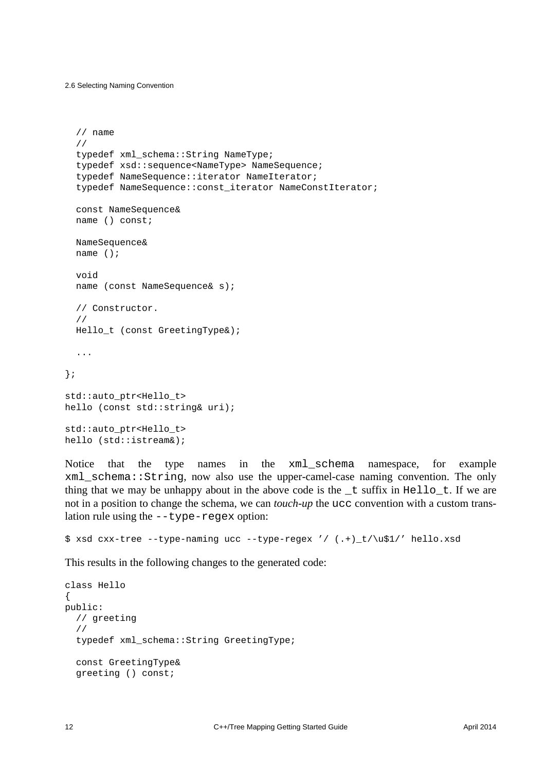```
  // name
  //
  typedef xml_schema::String NameType;
  typedef xsd::sequence<NameType> NameSequence;
  typedef NameSequence::iterator NameIterator;
  typedef NameSequence::const_iterator NameConstIterator;

  const NameSequence&
  name () const;

  NameSequence&
  name ();

  void
  name (const NameSequence& s);

  // Constructor.
  //
  Hello_t (const GreetingType&);

  ...

};

std::auto_ptr<Hello_t>
hello (const std::string& uri);

std::auto_ptr<Hello_t>
hello (std::istream&);
```

Notice that the type names in the `xml_schema` namespace, for example `xml_schema::String`, now also use the upper-camel-case naming convention. The only thing that we may be unhappy about in the above code is the `_t` suffix in `Hello_t`. If we are not in a position to change the schema, we can *touch-up* the `ucc` convention with a custom translation rule using the `--type-regex` option:

```
$ xsd cxx-tree --type-naming ucc --type-regex '/ (.+)_t/\u$1/' hello.xsd
```

This results in the following changes to the generated code:

```
class Hello
{
public:
  // greeting
  //
  typedef xml_schema::String GreetingType;

  const GreetingType&
  greeting () const;
```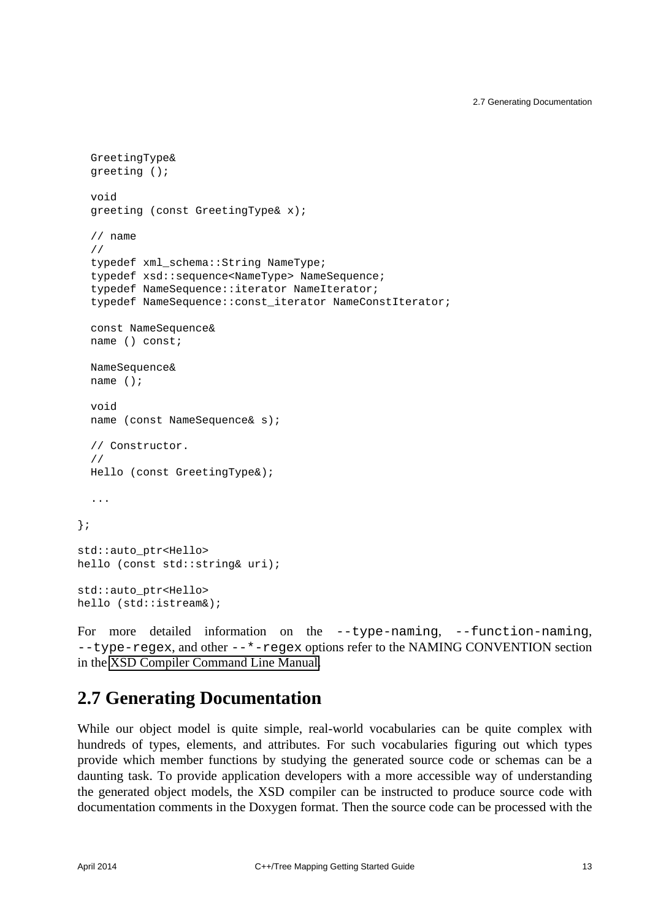```
  GreetingType&
  greeting ();

  void
  greeting (const GreetingType& x);

  // name
  //
  typedef xml_schema::String NameType;
  typedef xsd::sequence<NameType> NameSequence;
  typedef NameSequence::iterator NameIterator;
  typedef NameSequence::const_iterator NameConstIterator;

  const NameSequence&
  name () const;

  NameSequence&
  name ();

  void
  name (const NameSequence& s);

  // Constructor.
  //
  Hello (const GreetingType&);

  ...

};

std::auto_ptr<Hello>
hello (const std::string& uri);

std::auto_ptr<Hello>
hello (std::istream&);
```

For more detailed information on the `--type-naming`, `--function-naming`, `--type-regex`, and other `--*-regex` options refer to the NAMING CONVENTION section in the XSD Compiler Command Line Manual.

## 2.7 Generating Documentation

While our object model is quite simple, real-world vocabularies can be quite complex with hundreds of types, elements, and attributes. For such vocabularies figuring out which types provide which member functions by studying the generated source code or schemas can be a daunting task. To provide application developers with a more accessible way of understanding the generated object models, the XSD compiler can be instructed to produce source code with documentation comments in the Doxygen format. Then the source code can be processed with the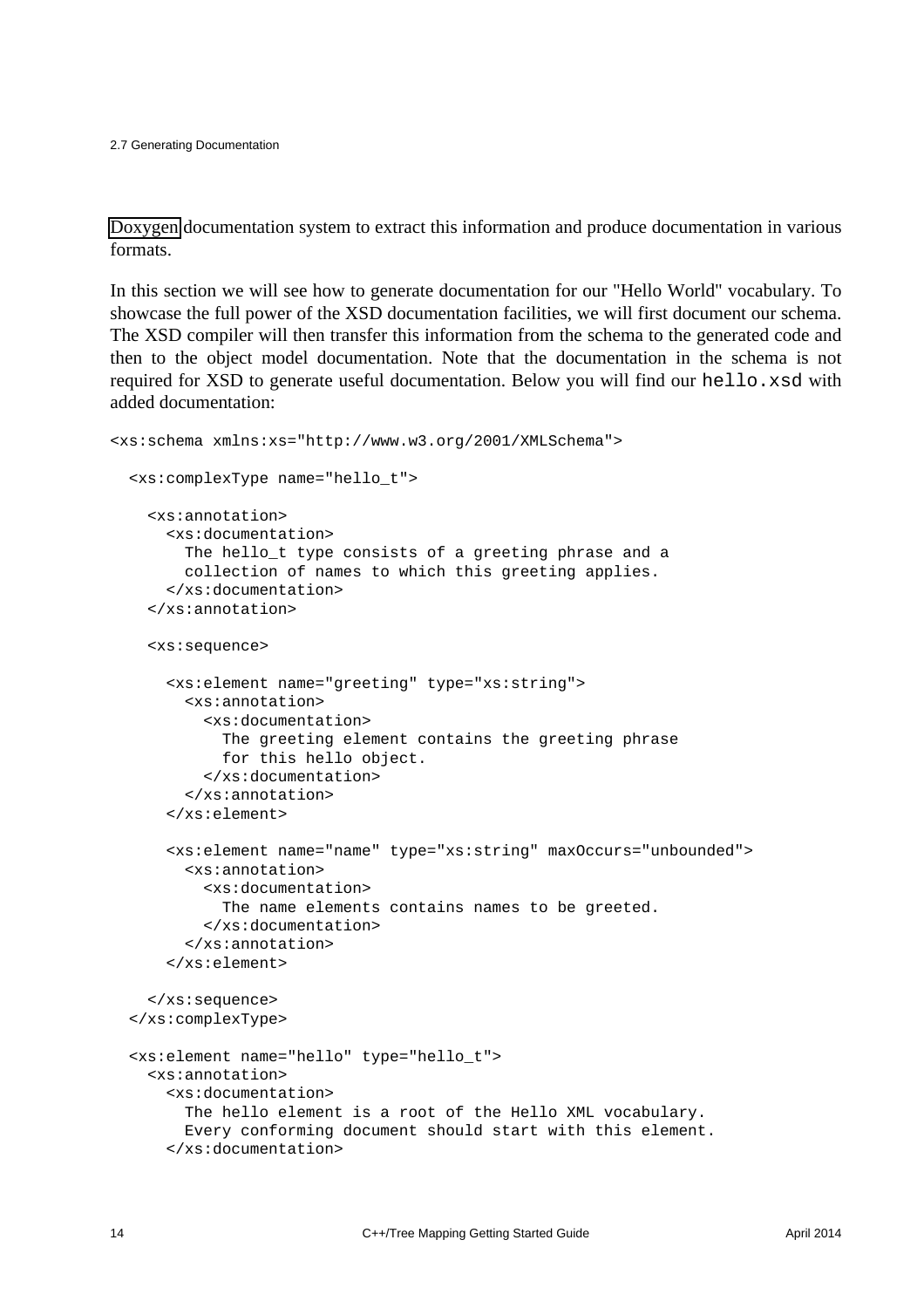Doxygen documentation system to extract this information and produce documentation in various formats.

In this section we will see how to generate documentation for our "Hello World" vocabulary. To showcase the full power of the XSD documentation facilities, we will first document our schema. The XSD compiler will then transfer this information from the schema to the generated code and then to the object model documentation. Note that the documentation in the schema is not required for XSD to generate useful documentation. Below you will find our `hello.xsd` with added documentation:

```
<xs:schema xmlns:xs="http://www.w3.org/2001/XMLSchema">

  <xs:complexType name="hello_t">

    <xs:annotation>
      <xs:documentation>
        The hello_t type consists of a greeting phrase and a
        collection of names to which this greeting applies.
      </xs:documentation>
    </xs:annotation>

    <xs:sequence>

      <xs:element name="greeting" type="xs:string">
        <xs:annotation>
          <xs:documentation>
            The greeting element contains the greeting phrase
            for this hello object.
          </xs:documentation>
        </xs:annotation>
      </xs:element>

      <xs:element name="name" type="xs:string" maxOccurs="unbounded">
        <xs:annotation>
          <xs:documentation>
            The name elements contains names to be greeted.
          </xs:documentation>
        </xs:annotation>
      </xs:element>

    </xs:sequence>
  </xs:complexType>

  <xs:element name="hello" type="hello_t">
    <xs:annotation>
      <xs:documentation>
        The hello element is a root of the Hello XML vocabulary.
        Every conforming document should start with this element.
      </xs:documentation>
```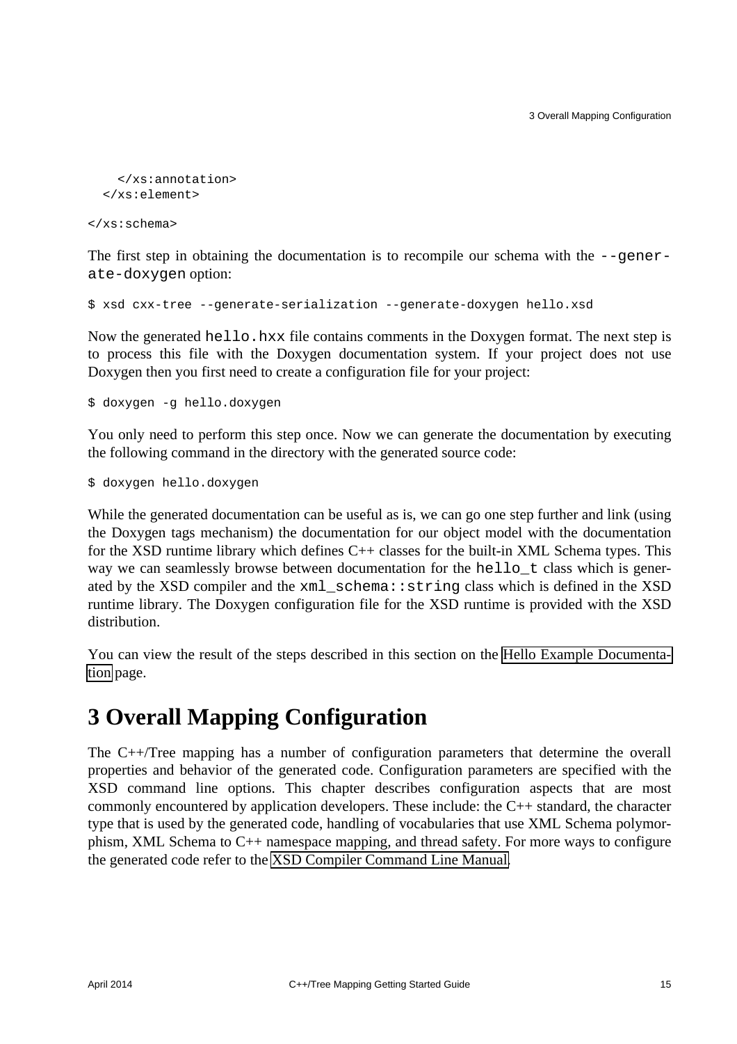```
    </xs:annotation>
  </xs:element>

</xs:schema>
```

The first step in obtaining the documentation is to recompile our schema with the `--generate-doxygen` option:

```
$ xsd cxx-tree --generate-serialization --generate-doxygen hello.xsd
```

Now the generated `hello.hxx` file contains comments in the Doxygen format. The next step is to process this file with the Doxygen documentation system. If your project does not use Doxygen then you first need to create a configuration file for your project:

```
$ doxygen -g hello.doxygen
```

You only need to perform this step once. Now we can generate the documentation by executing the following command in the directory with the generated source code:

```
$ doxygen hello.doxygen
```

While the generated documentation can be useful as is, we can go one step further and link (using the Doxygen tags mechanism) the documentation for our object model with the documentation for the XSD runtime library which defines C++ classes for the built-in XML Schema types. This way we can seamlessly browse between documentation for the `hello_t` class which is generated by the XSD compiler and the `xml_schema::string` class which is defined in the XSD runtime library. The Doxygen configuration file for the XSD runtime is provided with the XSD distribution.

You can view the result of the steps described in this section on the Hello Example Documentation page.

# 3 Overall Mapping Configuration

The C++/Tree mapping has a number of configuration parameters that determine the overall properties and behavior of the generated code. Configuration parameters are specified with the XSD command line options. This chapter describes configuration aspects that are most commonly encountered by application developers. These include: the C++ standard, the character type that is used by the generated code, handling of vocabularies that use XML Schema polymorphism, XML Schema to C++ namespace mapping, and thread safety. For more ways to configure the generated code refer to the XSD Compiler Command Line Manual.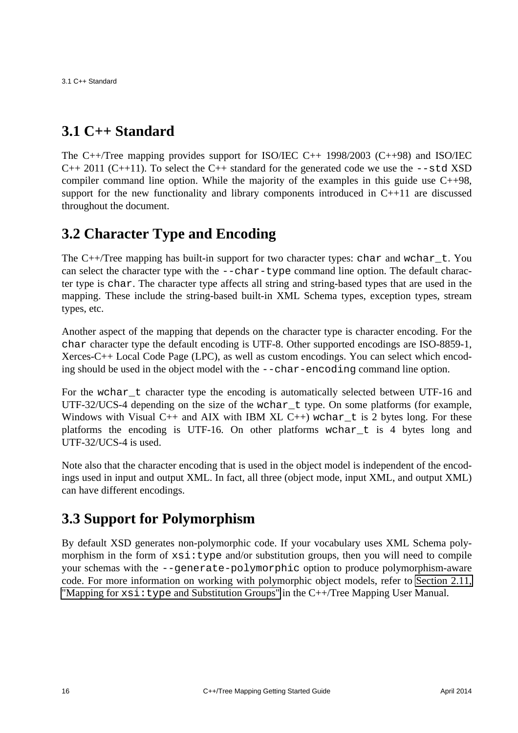## 3.1 C++ Standard

The C++/Tree mapping provides support for ISO/IEC C++ 1998/2003 (C++98) and ISO/IEC C++ 2011 (C++11). To select the C++ standard for the generated code we use the `--std` XSD compiler command line option. While the majority of the examples in this guide use C++98, support for the new functionality and library components introduced in C++11 are discussed throughout the document.

## 3.2 Character Type and Encoding

The C++/Tree mapping has built-in support for two character types: `char` and `wchar_t`. You can select the character type with the `--char-type` command line option. The default character type is `char`. The character type affects all string and string-based types that are used in the mapping. These include the string-based built-in XML Schema types, exception types, stream types, etc.

Another aspect of the mapping that depends on the character type is character encoding. For the `char` character type the default encoding is UTF-8. Other supported encodings are ISO-8859-1, Xerces-C++ Local Code Page (LPC), as well as custom encodings. You can select which encoding should be used in the object model with the `--char-encoding` command line option.

For the `wchar_t` character type the encoding is automatically selected between UTF-16 and UTF-32/UCS-4 depending on the size of the `wchar_t` type. On some platforms (for example, Windows with Visual C++ and AIX with IBM XL C++) `wchar_t` is 2 bytes long. For these platforms the encoding is UTF-16. On other platforms `wchar_t` is 4 bytes long and UTF-32/UCS-4 is used.

Note also that the character encoding that is used in the object model is independent of the encodings used in input and output XML. In fact, all three (object mode, input XML, and output XML) can have different encodings.

## 3.3 Support for Polymorphism

By default XSD generates non-polymorphic code. If your vocabulary uses XML Schema polymorphism in the form of `xsi:type` and/or substitution groups, then you will need to compile your schemas with the `--generate-polymorphic` option to produce polymorphism-aware code. For more information on working with polymorphic object models, refer to Section 2.11, "Mapping for `xsi:type` and Substitution Groups" in the C++/Tree Mapping User Manual.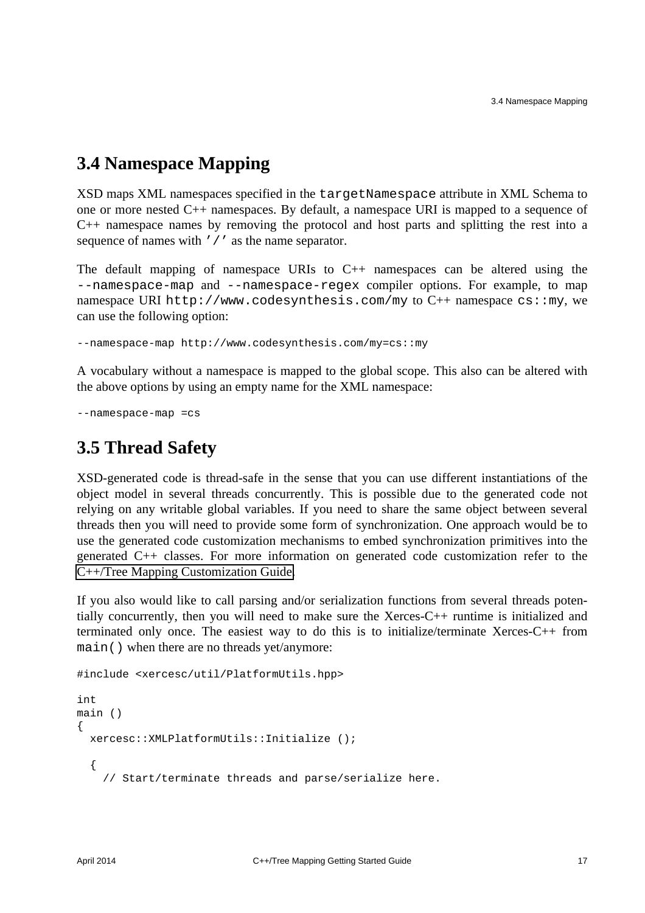## 3.4 Namespace Mapping

XSD maps XML namespaces specified in the `targetNamespace` attribute in XML Schema to one or more nested C++ namespaces. By default, a namespace URI is mapped to a sequence of C++ namespace names by removing the protocol and host parts and splitting the rest into a sequence of names with `'/'` as the name separator.

The default mapping of namespace URIs to C++ namespaces can be altered using the `--namespace-map` and `--namespace-regex` compiler options. For example, to map namespace URI `http://www.codesynthesis.com/my` to C++ namespace `cs::my`, we can use the following option:

```
--namespace-map http://www.codesynthesis.com/my=cs::my
```

A vocabulary without a namespace is mapped to the global scope. This also can be altered with the above options by using an empty name for the XML namespace:

```
--namespace-map =cs
```

## 3.5 Thread Safety

XSD-generated code is thread-safe in the sense that you can use different instantiations of the object model in several threads concurrently. This is possible due to the generated code not relying on any writable global variables. If you need to share the same object between several threads then you will need to provide some form of synchronization. One approach would be to use the generated code customization mechanisms to embed synchronization primitives into the generated C++ classes. For more information on generated code customization refer to the C++/Tree Mapping Customization Guide.

If you also would like to call parsing and/or serialization functions from several threads potentially concurrently, then you will need to make sure the Xerces-C++ runtime is initialized and terminated only once. The easiest way to do this is to initialize/terminate Xerces-C++ from `main()` when there are no threads yet/anymore:

```
#include <xercesc/util/PlatformUtils.hpp>

int
main ()
{
  xercesc::XMLPlatformUtils::Initialize ();

  {
    // Start/terminate threads and parse/serialize here.
```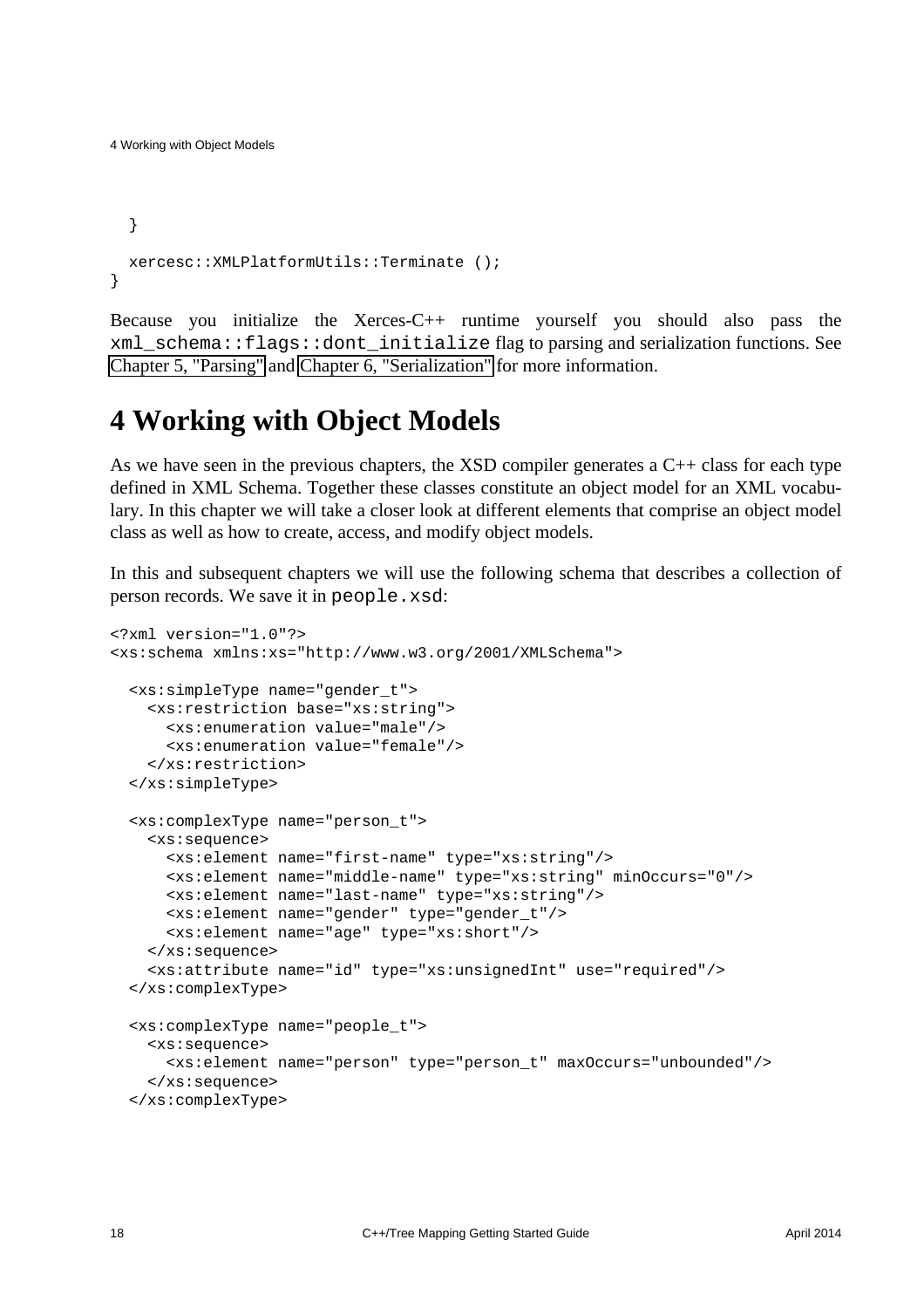```
  }

  xercesc::XMLPlatformUtils::Terminate ();
}
```

Because you initialize the Xerces-C++ runtime yourself you should also pass the `xml_schema::flags::dont_initialize` flag to parsing and serialization functions. See Chapter 5, "Parsing" and Chapter 6, "Serialization" for more information.

# 4 Working with Object Models

As we have seen in the previous chapters, the XSD compiler generates a C++ class for each type defined in XML Schema. Together these classes constitute an object model for an XML vocabulary. In this chapter we will take a closer look at different elements that comprise an object model class as well as how to create, access, and modify object models.

In this and subsequent chapters we will use the following schema that describes a collection of person records. We save it in `people.xsd`:

```
<?xml version="1.0"?>
<xs:schema xmlns:xs="http://www.w3.org/2001/XMLSchema">

  <xs:simpleType name="gender_t">
    <xs:restriction base="xs:string">
      <xs:enumeration value="male"/>
      <xs:enumeration value="female"/>
    </xs:restriction>
  </xs:simpleType>

  <xs:complexType name="person_t">
    <xs:sequence>
      <xs:element name="first-name" type="xs:string"/>
      <xs:element name="middle-name" type="xs:string" minOccurs="0"/>
      <xs:element name="last-name" type="xs:string"/>
      <xs:element name="gender" type="gender_t"/>
      <xs:element name="age" type="xs:short"/>
    </xs:sequence>
    <xs:attribute name="id" type="xs:unsignedInt" use="required"/>
  </xs:complexType>

  <xs:complexType name="people_t">
    <xs:sequence>
      <xs:element name="person" type="person_t" maxOccurs="unbounded"/>
    </xs:sequence>
  </xs:complexType>
```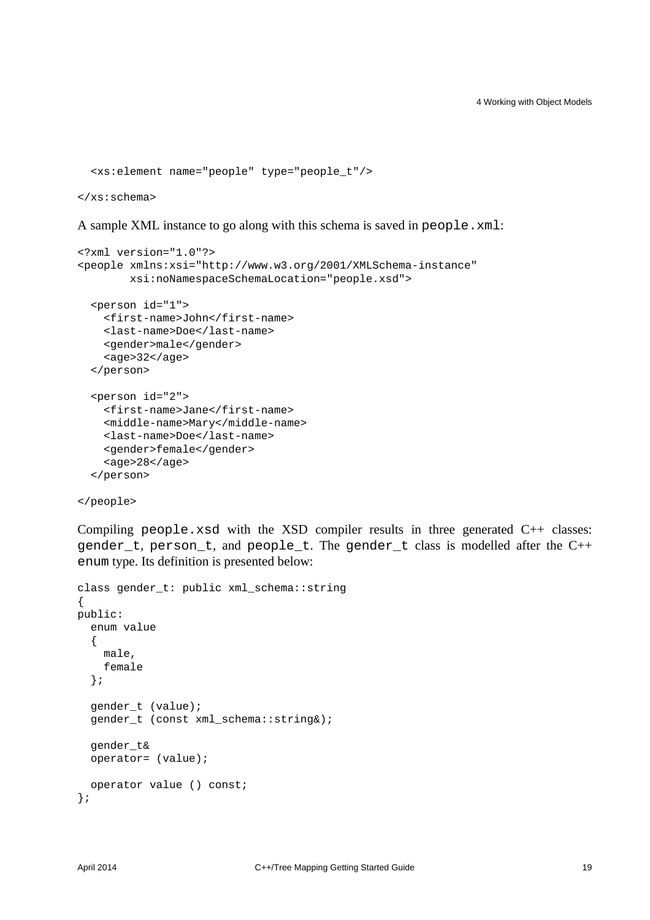```
  <xs:element name="people" type="people_t"/>

</xs:schema>
```

A sample XML instance to go along with this schema is saved in `people.xml`:

```
<?xml version="1.0"?>
<people xmlns:xsi="http://www.w3.org/2001/XMLSchema-instance"
        xsi:noNamespaceSchemaLocation="people.xsd">

  <person id="1">
    <first-name>John</first-name>
    <last-name>Doe</last-name>
    <gender>male</gender>
    <age>32</age>
  </person>

  <person id="2">
    <first-name>Jane</first-name>
    <middle-name>Mary</middle-name>
    <last-name>Doe</last-name>
    <gender>female</gender>
    <age>28</age>
  </person>

</people>
```

Compiling `people.xsd` with the XSD compiler results in three generated C++ classes: `gender_t`, `person_t`, and `people_t`. The `gender_t` class is modelled after the C++ `enum` type. Its definition is presented below:

```
class gender_t: public xml_schema::string
{
public:
  enum value
  {
    male,
    female
  };

  gender_t (value);
  gender_t (const xml_schema::string&);

  gender_t&
  operator= (value);

  operator value () const;
};
```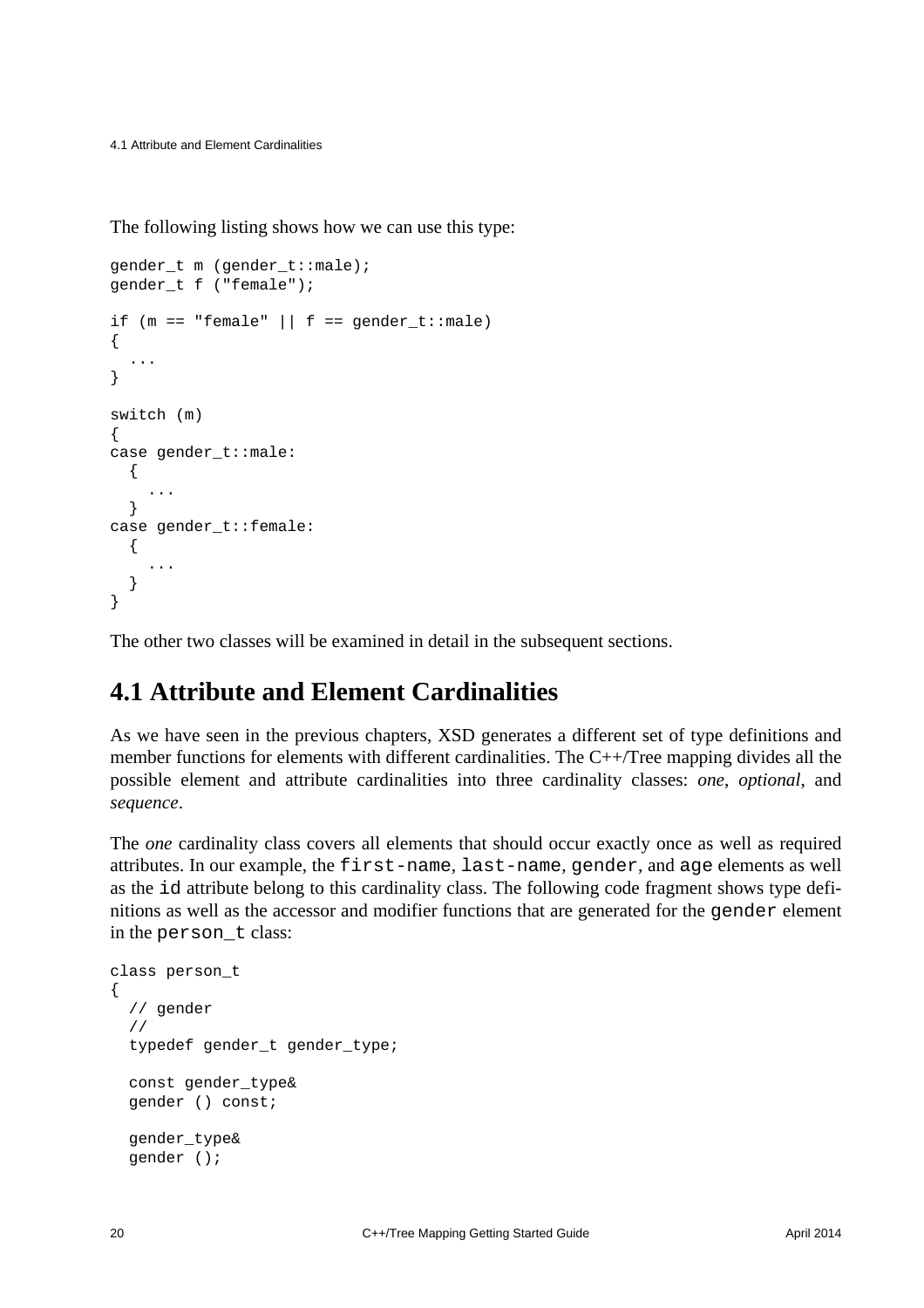The following listing shows how we can use this type:

```
gender_t m (gender_t::male);
gender_t f ("female");

if (m == "female" || f == gender_t::male)
{
  ...
}

switch (m)
{
case gender_t::male:
  {
    ...
  }
case gender_t::female:
  {
    ...
  }
}
```

The other two classes will be examined in detail in the subsequent sections.

## 4.1 Attribute and Element Cardinalities

As we have seen in the previous chapters, XSD generates a different set of type definitions and member functions for elements with different cardinalities. The C++/Tree mapping divides all the possible element and attribute cardinalities into three cardinality classes: *one*, *optional*, and *sequence*.

The *one* cardinality class covers all elements that should occur exactly once as well as required attributes. In our example, the `first-name`, `last-name`, `gender`, and `age` elements as well as the `id` attribute belong to this cardinality class. The following code fragment shows type definitions as well as the accessor and modifier functions that are generated for the `gender` element in the `person_t` class:

```
class person_t
{
  // gender
  //
  typedef gender_t gender_type;

  const gender_type&
  gender () const;

  gender_type&
  gender ();
```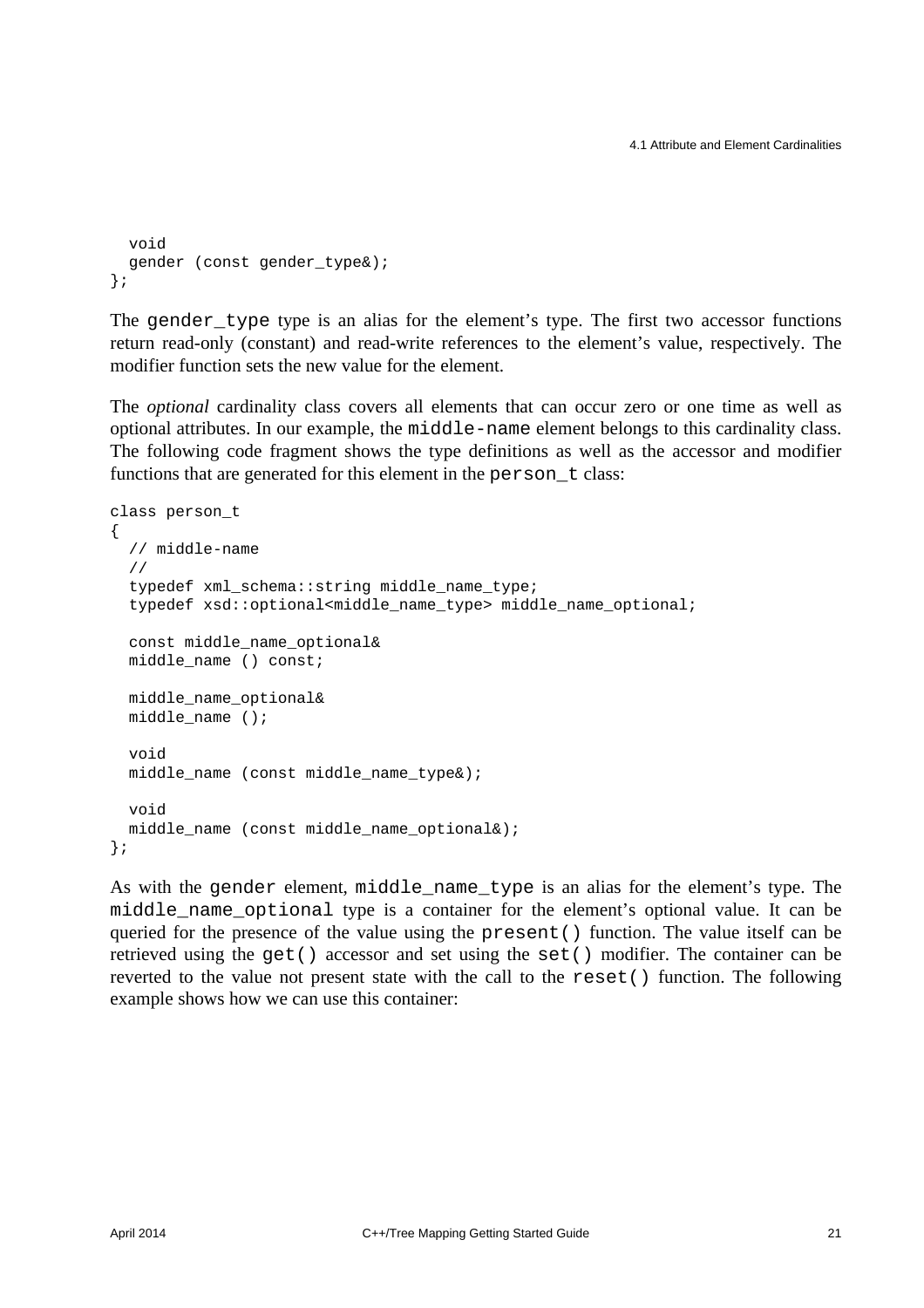```
  void
  gender (const gender_type&);
};
```

The `gender_type` type is an alias for the element's type. The first two accessor functions return read-only (constant) and read-write references to the element's value, respectively. The modifier function sets the new value for the element.

The *optional* cardinality class covers all elements that can occur zero or one time as well as optional attributes. In our example, the `middle-name` element belongs to this cardinality class. The following code fragment shows the type definitions as well as the accessor and modifier functions that are generated for this element in the `person_t` class:

```
class person_t
{
  // middle-name
  //
  typedef xml_schema::string middle_name_type;
  typedef xsd::optional<middle_name_type> middle_name_optional;

  const middle_name_optional&
  middle_name () const;

  middle_name_optional&
  middle_name ();

  void
  middle_name (const middle_name_type&);

  void
  middle_name (const middle_name_optional&);
};
```

As with the `gender` element, `middle_name_type` is an alias for the element's type. The `middle_name_optional` type is a container for the element's optional value. It can be queried for the presence of the value using the `present()` function. The value itself can be retrieved using the `get()` accessor and set using the `set()` modifier. The container can be reverted to the value not present state with the call to the `reset()` function. The following example shows how we can use this container: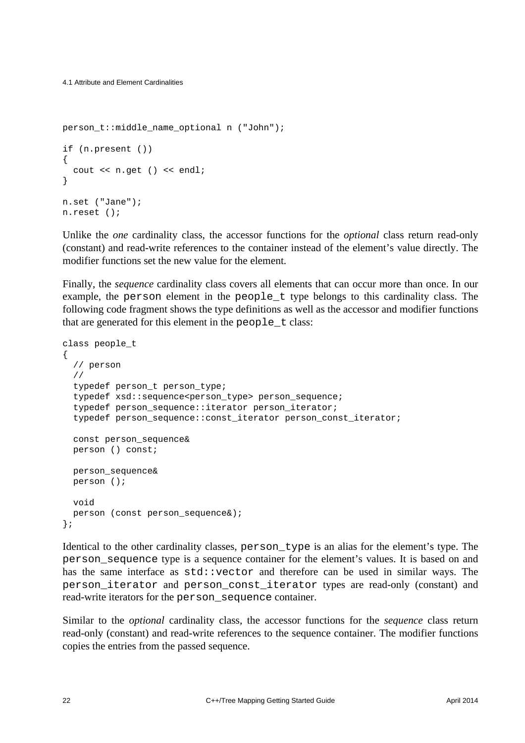```
person_t::middle_name_optional n ("John");

if (n.present ())
{
  cout << n.get () << endl;
}

n.set ("Jane");
n.reset ();
```

Unlike the *one* cardinality class, the accessor functions for the *optional* class return read-only (constant) and read-write references to the container instead of the element's value directly. The modifier functions set the new value for the element.

Finally, the *sequence* cardinality class covers all elements that can occur more than once. In our example, the `person` element in the `people_t` type belongs to this cardinality class. The following code fragment shows the type definitions as well as the accessor and modifier functions that are generated for this element in the `people_t` class:

```
class people_t
{
  // person
  //
  typedef person_t person_type;
  typedef xsd::sequence<person_type> person_sequence;
  typedef person_sequence::iterator person_iterator;
  typedef person_sequence::const_iterator person_const_iterator;

  const person_sequence&
  person () const;

  person_sequence&
  person ();

  void
  person (const person_sequence&);
};
```

Identical to the other cardinality classes, `person_type` is an alias for the element's type. The `person_sequence` type is a sequence container for the element's values. It is based on and has the same interface as `std::vector` and therefore can be used in similar ways. The `person_iterator` and `person_const_iterator` types are read-only (constant) and read-write iterators for the `person_sequence` container.

Similar to the *optional* cardinality class, the accessor functions for the *sequence* class return read-only (constant) and read-write references to the sequence container. The modifier functions copies the entries from the passed sequence.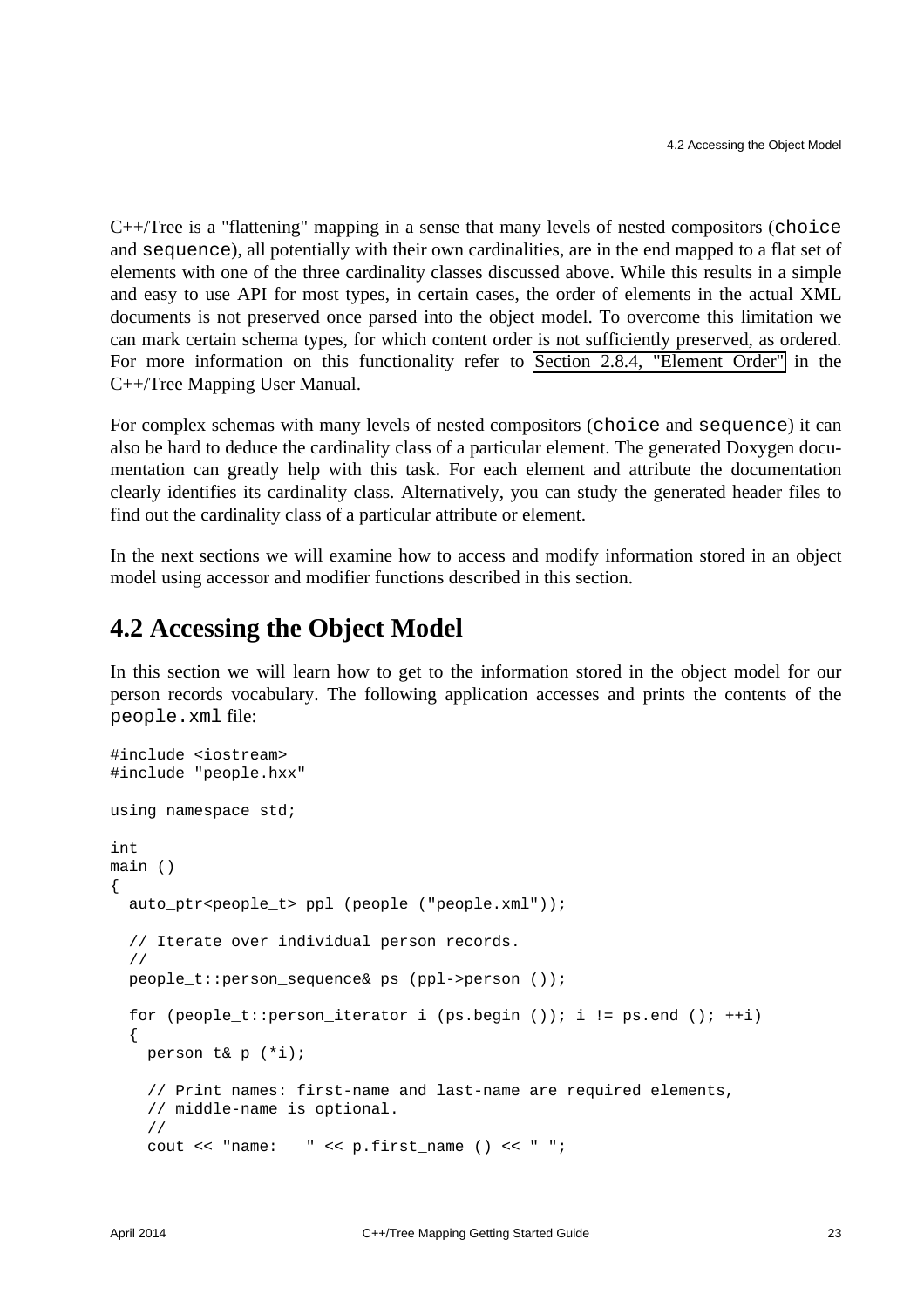C++/Tree is a "flattening" mapping in a sense that many levels of nested compositors (`choice` and `sequence`), all potentially with their own cardinalities, are in the end mapped to a flat set of elements with one of the three cardinality classes discussed above. While this results in a simple and easy to use API for most types, in certain cases, the order of elements in the actual XML documents is not preserved once parsed into the object model. To overcome this limitation we can mark certain schema types, for which content order is not sufficiently preserved, as ordered. For more information on this functionality refer to Section 2.8.4, "Element Order" in the C++/Tree Mapping User Manual.

For complex schemas with many levels of nested compositors (`choice` and `sequence`) it can also be hard to deduce the cardinality class of a particular element. The generated Doxygen documentation can greatly help with this task. For each element and attribute the documentation clearly identifies its cardinality class. Alternatively, you can study the generated header files to find out the cardinality class of a particular attribute or element.

In the next sections we will examine how to access and modify information stored in an object model using accessor and modifier functions described in this section.

## 4.2 Accessing the Object Model

In this section we will learn how to get to the information stored in the object model for our person records vocabulary. The following application accesses and prints the contents of the `people.xml` file:

```
#include <iostream>
#include "people.hxx"

using namespace std;

int
main ()
{
  auto_ptr<people_t> ppl (people ("people.xml"));

  // Iterate over individual person records.
  //
  people_t::person_sequence& ps (ppl->person ());

  for (people_t::person_iterator i (ps.begin ()); i != ps.end (); ++i)
  {
    person_t& p (*i);

    // Print names: first-name and last-name are required elements,
    // middle-name is optional.
    //
    cout << "name:   " << p.first_name () << " ";
```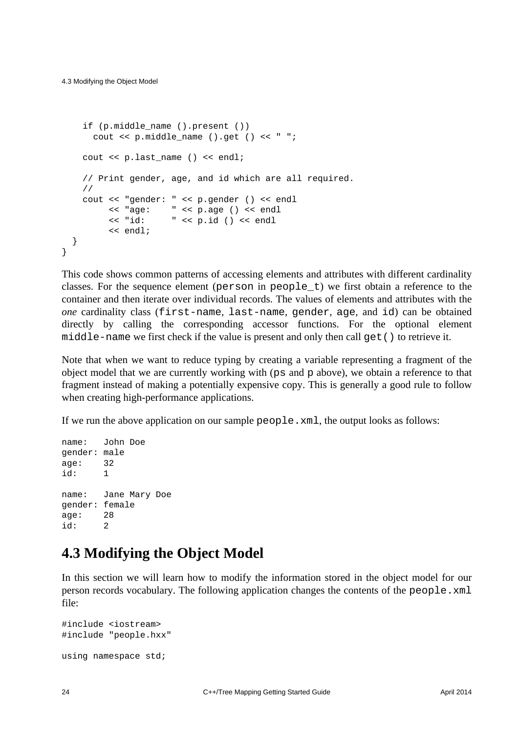```
    if (p.middle_name ().present ())
      cout << p.middle_name ().get () << " ";

    cout << p.last_name () << endl;

    // Print gender, age, and id which are all required.
    //
    cout << "gender: " << p.gender () << endl
         << "age:    " << p.age () << endl
         << "id:     " << p.id () << endl
         << endl;
  }
}
```

This code shows common patterns of accessing elements and attributes with different cardinality classes. For the sequence element (`person` in `people_t`) we first obtain a reference to the container and then iterate over individual records. The values of elements and attributes with the *one* cardinality class (`first-name`, `last-name`, `gender`, `age`, and `id`) can be obtained directly by calling the corresponding accessor functions. For the optional element `middle-name` we first check if the value is present and only then call `get()` to retrieve it.

Note that when we want to reduce typing by creating a variable representing a fragment of the object model that we are currently working with (`ps` and `p` above), we obtain a reference to that fragment instead of making a potentially expensive copy. This is generally a good rule to follow when creating high-performance applications.

If we run the above application on our sample `people.xml`, the output looks as follows:

```
name:   John Doe
gender: male
age:    32
id:     1

name:   Jane Mary Doe
gender: female
age:    28
id:     2
```

## 4.3 Modifying the Object Model

In this section we will learn how to modify the information stored in the object model for our person records vocabulary. The following application changes the contents of the `people.xml` file:

```
#include <iostream>
#include "people.hxx"

using namespace std;
```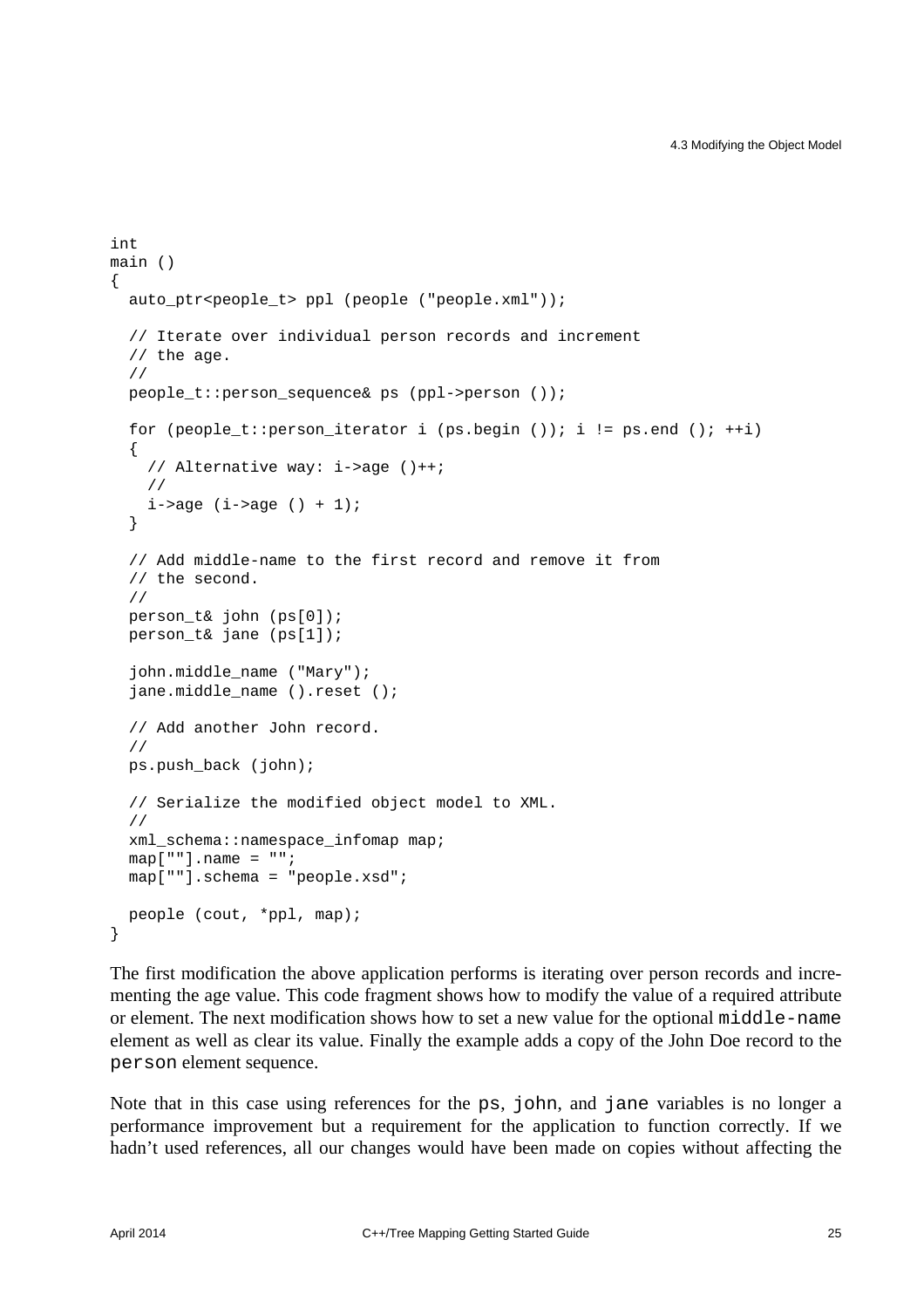```
int
main ()
{
  auto_ptr<people_t> ppl (people ("people.xml"));

  // Iterate over individual person records and increment
  // the age.
  //
  people_t::person_sequence& ps (ppl->person ());

  for (people_t::person_iterator i (ps.begin ()); i != ps.end (); ++i)
  {
    // Alternative way: i->age ()++;
    //
    i->age (i->age () + 1);
  }

  // Add middle-name to the first record and remove it from
  // the second.
  //
  person_t& john (ps[0]);
  person_t& jane (ps[1]);

  john.middle_name ("Mary");
  jane.middle_name ().reset ();

  // Add another John record.
  //
  ps.push_back (john);

  // Serialize the modified object model to XML.
  //
  xml_schema::namespace_infomap map;
  map[""].name = "";
  map[""].schema = "people.xsd";

  people (cout, *ppl, map);
}
```

The first modification the above application performs is iterating over person records and incrementing the age value. This code fragment shows how to modify the value of a required attribute or element. The next modification shows how to set a new value for the optional `middle-name` element as well as clear its value. Finally the example adds a copy of the John Doe record to the `person` element sequence.

Note that in this case using references for the `ps`, `john`, and `jane` variables is no longer a performance improvement but a requirement for the application to function correctly. If we hadn't used references, all our changes would have been made on copies without affecting the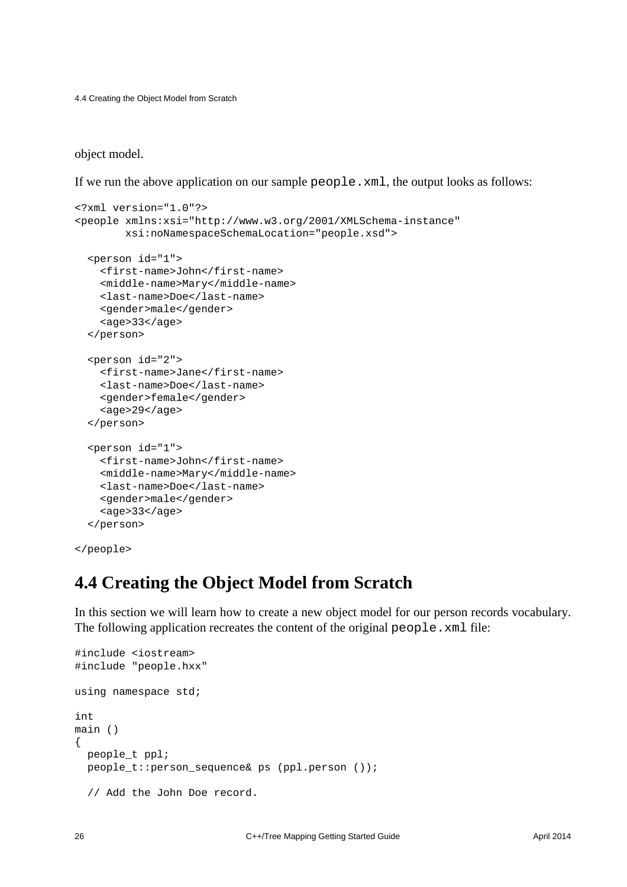object model.

If we run the above application on our sample `people.xml`, the output looks as follows:

```
<?xml version="1.0"?>
<people xmlns:xsi="http://www.w3.org/2001/XMLSchema-instance"
        xsi:noNamespaceSchemaLocation="people.xsd">

  <person id="1">
    <first-name>John</first-name>
    <middle-name>Mary</middle-name>
    <last-name>Doe</last-name>
    <gender>male</gender>
    <age>33</age>
  </person>

  <person id="2">
    <first-name>Jane</first-name>
    <last-name>Doe</last-name>
    <gender>female</gender>
    <age>29</age>
  </person>

  <person id="1">
    <first-name>John</first-name>
    <middle-name>Mary</middle-name>
    <last-name>Doe</last-name>
    <gender>male</gender>
    <age>33</age>
  </person>

</people>
```

## 4.4 Creating the Object Model from Scratch

In this section we will learn how to create a new object model for our person records vocabulary. The following application recreates the content of the original `people.xml` file:

```
#include <iostream>
#include "people.hxx"

using namespace std;

int
main ()
{
  people_t ppl;
  people_t::person_sequence& ps (ppl.person ());

  // Add the John Doe record.
```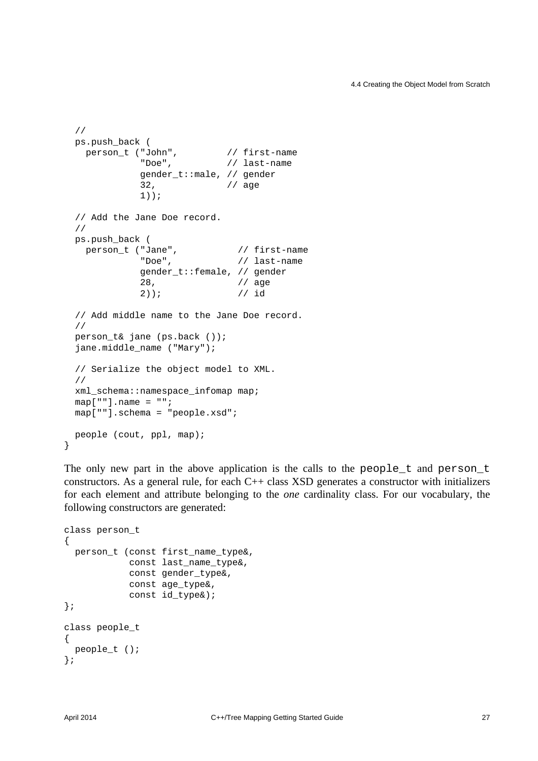```
  //
  ps.push_back (
    person_t ("John",         // first-name
              "Doe",          // last-name
              gender_t::male, // gender
              32,             // age
              1));

  // Add the Jane Doe record.
  //
  ps.push_back (
    person_t ("Jane",           // first-name
              "Doe",            // last-name
              gender_t::female, // gender
              28,               // age
              2));              // id

  // Add middle name to the Jane Doe record.
  //
  person_t& jane (ps.back ());
  jane.middle_name ("Mary");

  // Serialize the object model to XML.
  //
  xml_schema::namespace_infomap map;
  map[""].name = "";
  map[""].schema = "people.xsd";

  people (cout, ppl, map);
}
```

The only new part in the above application is the calls to the `people_t` and `person_t` constructors. As a general rule, for each C++ class XSD generates a constructor with initializers for each element and attribute belonging to the *one* cardinality class. For our vocabulary, the following constructors are generated:

```
class person_t
{
  person_t (const first_name_type&,
            const last_name_type&,
            const gender_type&,
            const age_type&,
            const id_type&);
};

class people_t
{
  people_t ();
};
```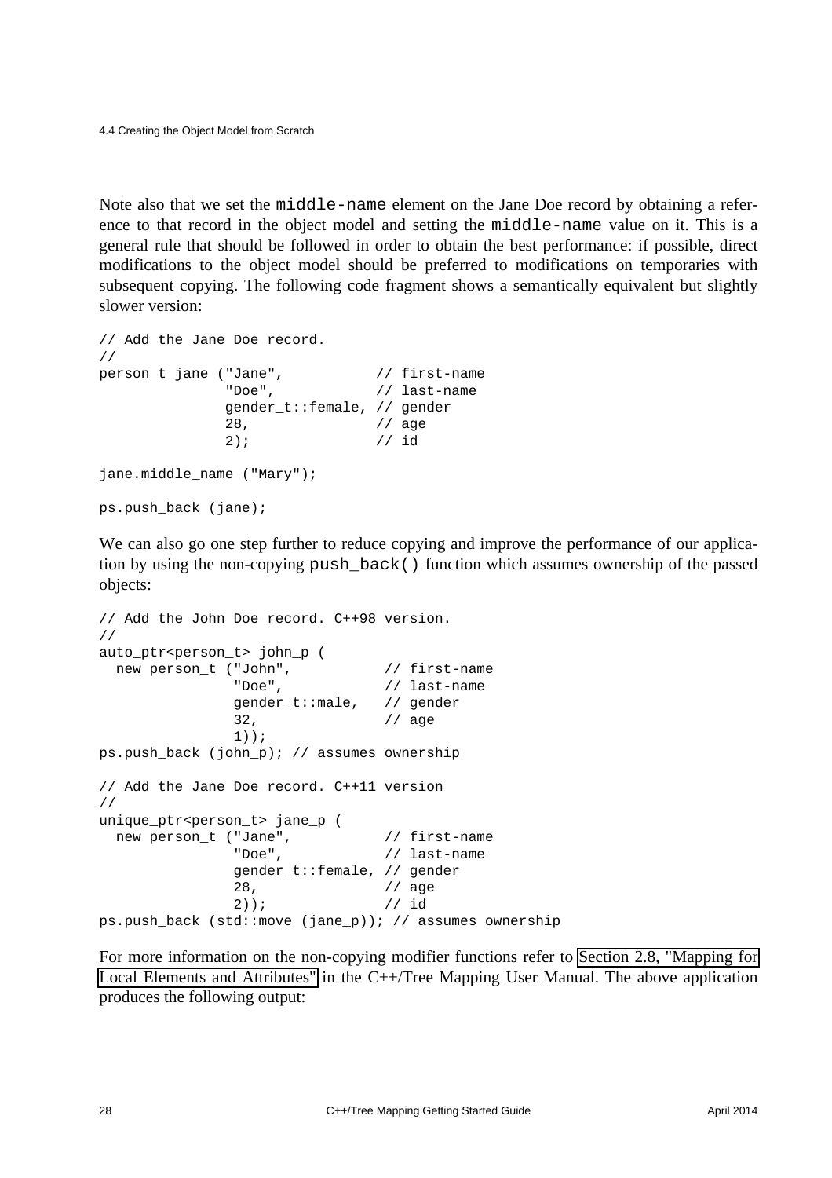Note also that we set the `middle-name` element on the Jane Doe record by obtaining a reference to that record in the object model and setting the `middle-name` value on it. This is a general rule that should be followed in order to obtain the best performance: if possible, direct modifications to the object model should be preferred to modifications on temporaries with subsequent copying. The following code fragment shows a semantically equivalent but slightly slower version:

```
// Add the Jane Doe record.
//
person_t jane ("Jane",           // first-name
               "Doe",            // last-name
               gender_t::female, // gender
               28,               // age
               2);               // id

jane.middle_name ("Mary");

ps.push_back (jane);
```

We can also go one step further to reduce copying and improve the performance of our application by using the non-copying `push_back()` function which assumes ownership of the passed objects:

```
// Add the John Doe record. C++98 version.
//
auto_ptr<person_t> john_p (
  new person_t ("John",           // first-name
                "Doe",            // last-name
                gender_t::male,   // gender
                32,               // age
                1));
ps.push_back (john_p); // assumes ownership

// Add the Jane Doe record. C++11 version
//
unique_ptr<person_t> jane_p (
  new person_t ("Jane",           // first-name
                "Doe",            // last-name
                gender_t::female, // gender
                28,               // age
                2));              // id
ps.push_back (std::move (jane_p)); // assumes ownership
```

For more information on the non-copying modifier functions refer to Section 2.8, "Mapping for Local Elements and Attributes" in the C++/Tree Mapping User Manual. The above application produces the following output: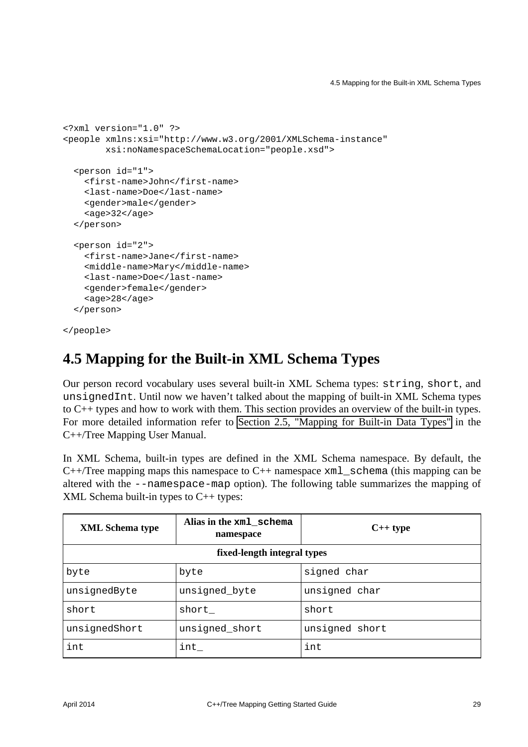```
<?xml version="1.0" ?>
<people xmlns:xsi="http://www.w3.org/2001/XMLSchema-instance"
        xsi:noNamespaceSchemaLocation="people.xsd">

  <person id="1">
    <first-name>John</first-name>
    <last-name>Doe</last-name>
    <gender>male</gender>
    <age>32</age>
  </person>

  <person id="2">
    <first-name>Jane</first-name>
    <middle-name>Mary</middle-name>
    <last-name>Doe</last-name>
    <gender>female</gender>
    <age>28</age>
  </person>

</people>
```

## 4.5 Mapping for the Built-in XML Schema Types

Our person record vocabulary uses several built-in XML Schema types: `string`, `short`, and `unsignedInt`. Until now we haven't talked about the mapping of built-in XML Schema types to C++ types and how to work with them. This section provides an overview of the built-in types. For more detailed information refer to Section 2.5, "Mapping for Built-in Data Types" in the C++/Tree Mapping User Manual.

In XML Schema, built-in types are defined in the XML Schema namespace. By default, the C++/Tree mapping maps this namespace to C++ namespace `xml_schema` (this mapping can be altered with the `--namespace-map` option). The following table summarizes the mapping of XML Schema built-in types to C++ types:

| XML Schema type | Alias in the `xml_schema` namespace | C++ type |
|---|---|---|
| **fixed-length integral types** | | |
| `byte` | `byte` | `signed char` |
| `unsignedByte` | `unsigned_byte` | `unsigned char` |
| `short` | `short_` | `short` |
| `unsignedShort` | `unsigned_short` | `unsigned short` |
| `int` | `int_` | `int` |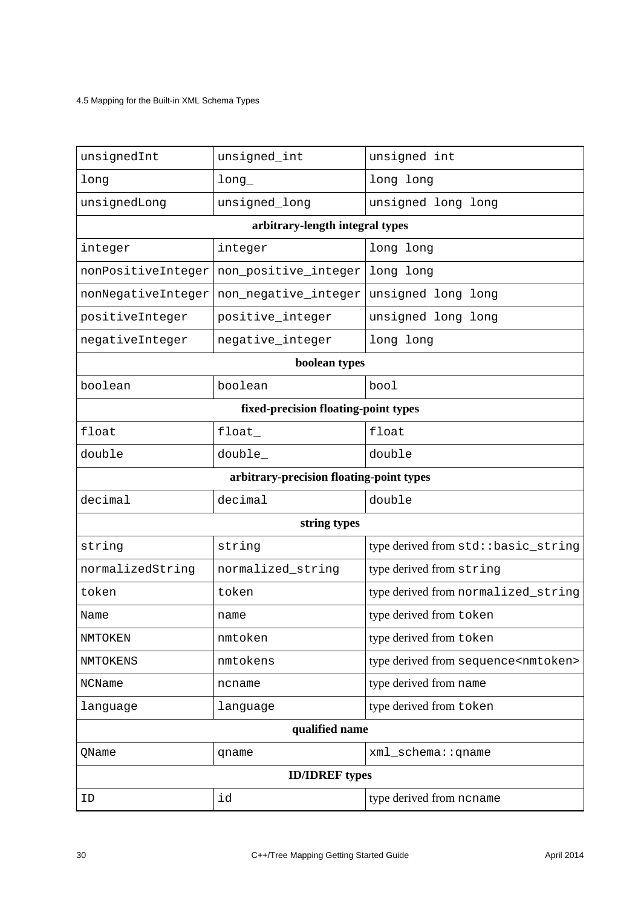| | | |
|---|---|---|
| unsignedInt | unsigned_int | unsigned int |
| long | long_ | long long |
| unsignedLong | unsigned_long | unsigned long long |
| **arbitrary-length integral types** | | |
| integer | integer | long long |
| nonPositiveInteger | non_positive_integer | long long |
| nonNegativeInteger | non_negative_integer | unsigned long long |
| positiveInteger | positive_integer | unsigned long long |
| negativeInteger | negative_integer | long long |
| **boolean types** | | |
| boolean | boolean | bool |
| **fixed-precision floating-point types** | | |
| float | float_ | float |
| double | double_ | double |
| **arbitrary-precision floating-point types** | | |
| decimal | decimal | double |
| **string types** | | |
| string | string | type derived from std::basic_string |
| normalizedString | normalized_string | type derived from string |
| token | token | type derived from normalized_string |
| Name | name | type derived from token |
| NMTOKEN | nmtoken | type derived from token |
| NMTOKENS | nmtokens | type derived from sequence<nmtoken> |
| NCName | ncname | type derived from name |
| language | language | type derived from token |
| **qualified name** | | |
| QName | qname | xml_schema::qname |
| **ID/IDREF types** | | |
| ID | id | type derived from ncname |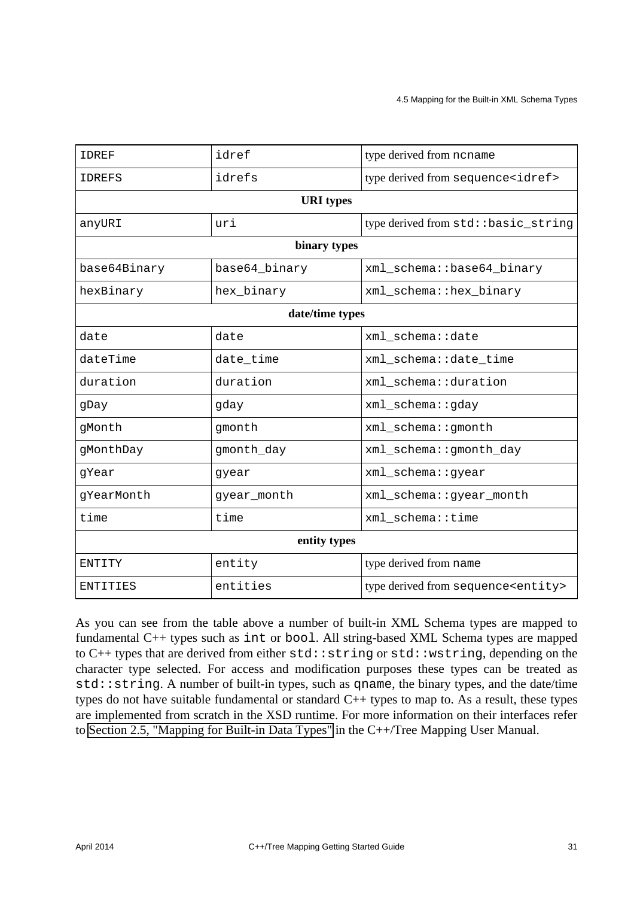| | | |
|---|---|---|
| IDREF | idref | type derived from ncname |
| IDREFS | idrefs | type derived from sequence<idref> |
| **URI types** | | |
| anyURI | uri | type derived from std::basic_string |
| **binary types** | | |
| base64Binary | base64_binary | xml_schema::base64_binary |
| hexBinary | hex_binary | xml_schema::hex_binary |
| **date/time types** | | |
| date | date | xml_schema::date |
| dateTime | date_time | xml_schema::date_time |
| duration | duration | xml_schema::duration |
| gDay | gday | xml_schema::gday |
| gMonth | gmonth | xml_schema::gmonth |
| gMonthDay | gmonth_day | xml_schema::gmonth_day |
| gYear | gyear | xml_schema::gyear |
| gYearMonth | gyear_month | xml_schema::gyear_month |
| time | time | xml_schema::time |
| **entity types** | | |
| ENTITY | entity | type derived from name |
| ENTITIES | entities | type derived from sequence<entity> |

As you can see from the table above a number of built-in XML Schema types are mapped to fundamental C++ types such as `int` or `bool`. All string-based XML Schema types are mapped to C++ types that are derived from either `std::string` or `std::wstring`, depending on the character type selected. For access and modification purposes these types can be treated as `std::string`. A number of built-in types, such as `qname`, the binary types, and the date/time types do not have suitable fundamental or standard C++ types to map to. As a result, these types are implemented from scratch in the XSD runtime. For more information on their interfaces refer to Section 2.5, "Mapping for Built-in Data Types" in the C++/Tree Mapping User Manual.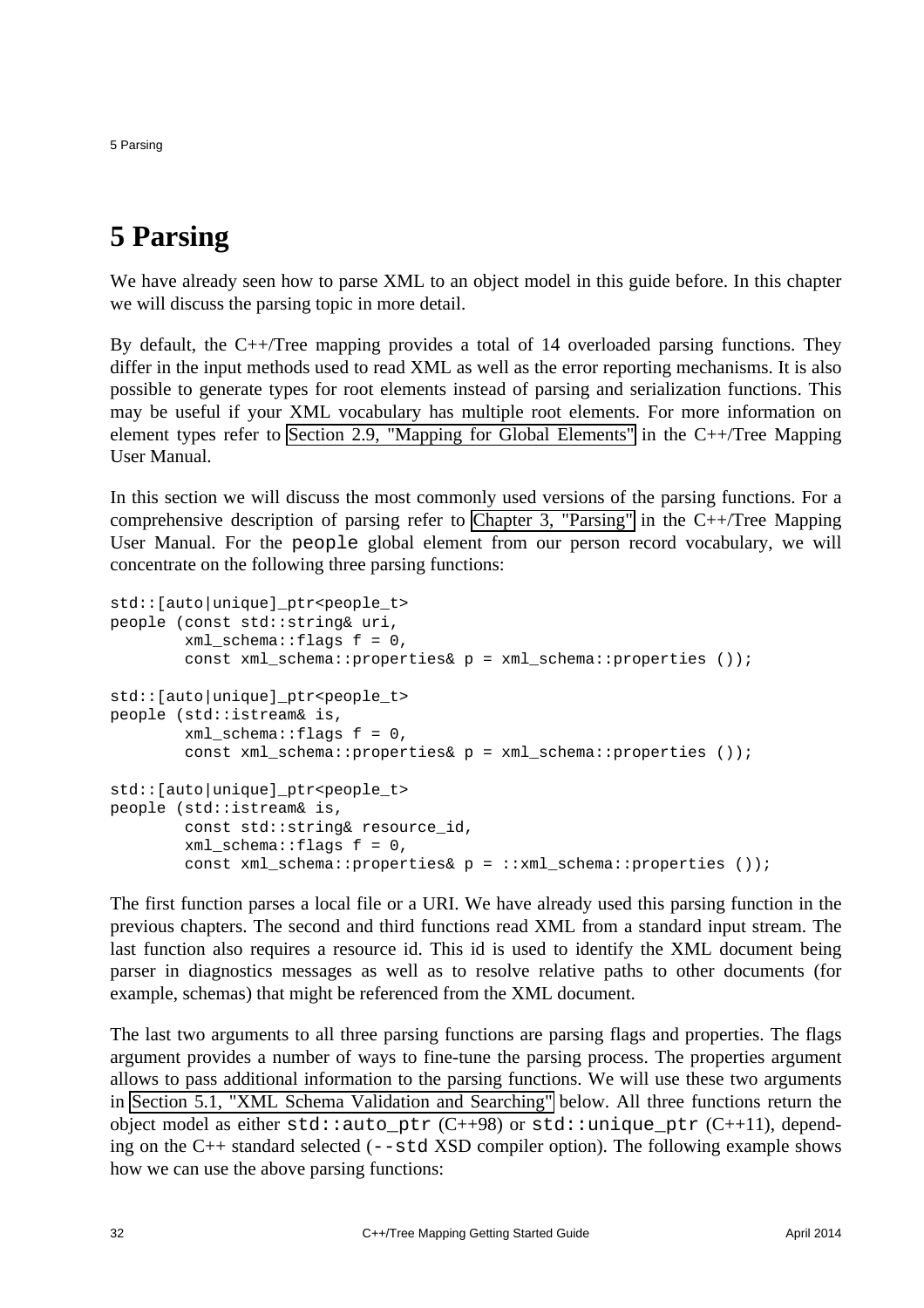# 5 Parsing

We have already seen how to parse XML to an object model in this guide before. In this chapter we will discuss the parsing topic in more detail.

By default, the C++/Tree mapping provides a total of 14 overloaded parsing functions. They differ in the input methods used to read XML as well as the error reporting mechanisms. It is also possible to generate types for root elements instead of parsing and serialization functions. This may be useful if your XML vocabulary has multiple root elements. For more information on element types refer to Section 2.9, "Mapping for Global Elements" in the C++/Tree Mapping User Manual.

In this section we will discuss the most commonly used versions of the parsing functions. For a comprehensive description of parsing refer to Chapter 3, "Parsing" in the C++/Tree Mapping User Manual. For the `people` global element from our person record vocabulary, we will concentrate on the following three parsing functions:

```
std::[auto|unique]_ptr<people_t>
people (const std::string& uri,
        xml_schema::flags f = 0,
        const xml_schema::properties& p = xml_schema::properties ());

std::[auto|unique]_ptr<people_t>
people (std::istream& is,
        xml_schema::flags f = 0,
        const xml_schema::properties& p = xml_schema::properties ());

std::[auto|unique]_ptr<people_t>
people (std::istream& is,
        const std::string& resource_id,
        xml_schema::flags f = 0,
        const xml_schema::properties& p = ::xml_schema::properties ());
```

The first function parses a local file or a URI. We have already used this parsing function in the previous chapters. The second and third functions read XML from a standard input stream. The last function also requires a resource id. This id is used to identify the XML document being parser in diagnostics messages as well as to resolve relative paths to other documents (for example, schemas) that might be referenced from the XML document.

The last two arguments to all three parsing functions are parsing flags and properties. The flags argument provides a number of ways to fine-tune the parsing process. The properties argument allows to pass additional information to the parsing functions. We will use these two arguments in Section 5.1, "XML Schema Validation and Searching" below. All three functions return the object model as either `std::auto_ptr` (C++98) or `std::unique_ptr` (C++11), depending on the C++ standard selected (`--std` XSD compiler option). The following example shows how we can use the above parsing functions: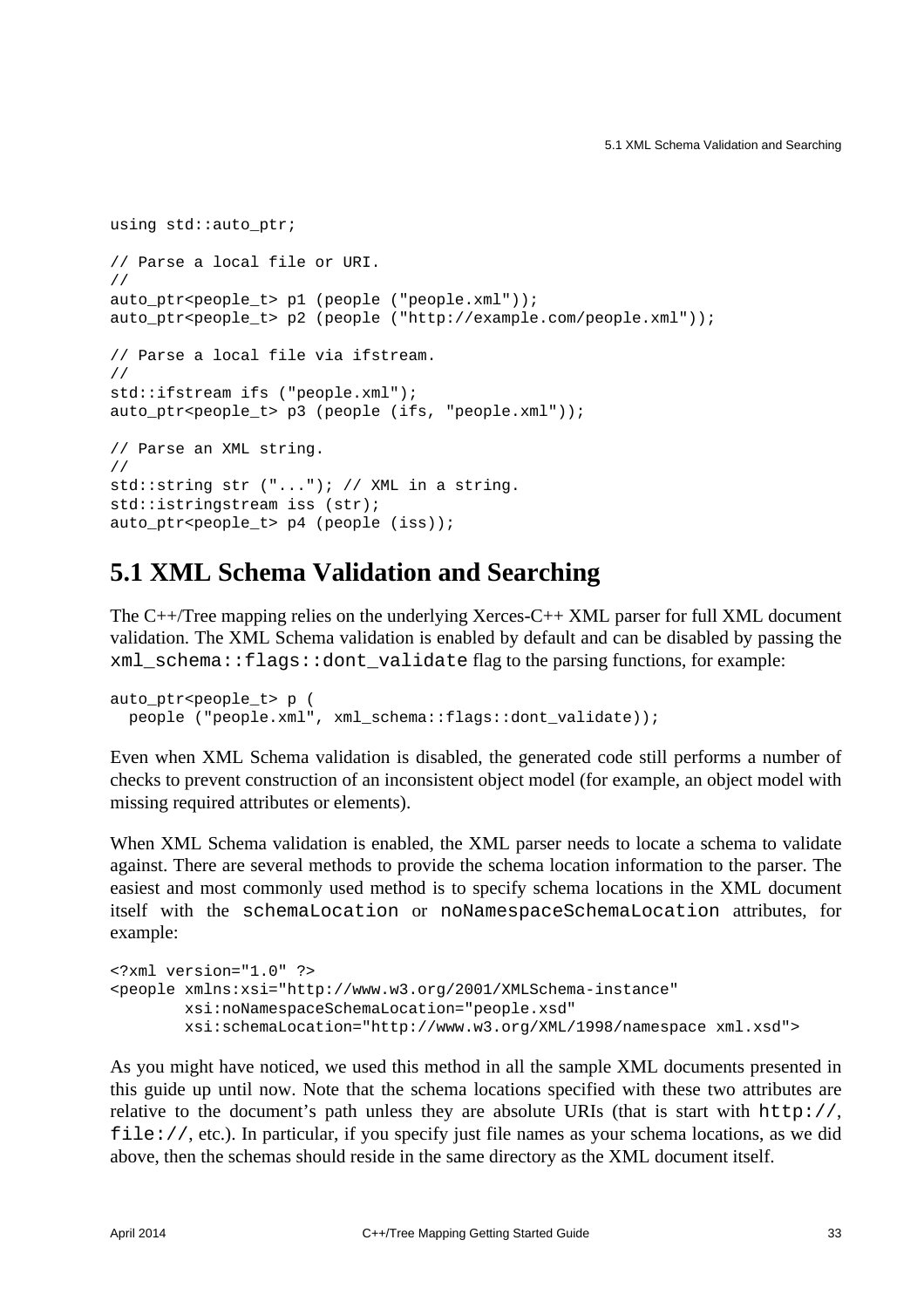```
using std::auto_ptr;

// Parse a local file or URI.
//
auto_ptr<people_t> p1 (people ("people.xml"));
auto_ptr<people_t> p2 (people ("http://example.com/people.xml"));

// Parse a local file via ifstream.
//
std::ifstream ifs ("people.xml");
auto_ptr<people_t> p3 (people (ifs, "people.xml"));

// Parse an XML string.
//
std::string str ("..."); // XML in a string.
std::istringstream iss (str);
auto_ptr<people_t> p4 (people (iss));
```

## 5.1 XML Schema Validation and Searching

The C++/Tree mapping relies on the underlying Xerces-C++ XML parser for full XML document validation. The XML Schema validation is enabled by default and can be disabled by passing the `xml_schema::flags::dont_validate` flag to the parsing functions, for example:

```
auto_ptr<people_t> p (
  people ("people.xml", xml_schema::flags::dont_validate));
```

Even when XML Schema validation is disabled, the generated code still performs a number of checks to prevent construction of an inconsistent object model (for example, an object model with missing required attributes or elements).

When XML Schema validation is enabled, the XML parser needs to locate a schema to validate against. There are several methods to provide the schema location information to the parser. The easiest and most commonly used method is to specify schema locations in the XML document itself with the `schemaLocation` or `noNamespaceSchemaLocation` attributes, for example:

```
<?xml version="1.0" ?>
<people xmlns:xsi="http://www.w3.org/2001/XMLSchema-instance"
        xsi:noNamespaceSchemaLocation="people.xsd"
        xsi:schemaLocation="http://www.w3.org/XML/1998/namespace xml.xsd">
```

As you might have noticed, we used this method in all the sample XML documents presented in this guide up until now. Note that the schema locations specified with these two attributes are relative to the document's path unless they are absolute URIs (that is start with `http://`, `file://`, etc.). In particular, if you specify just file names as your schema locations, as we did above, then the schemas should reside in the same directory as the XML document itself.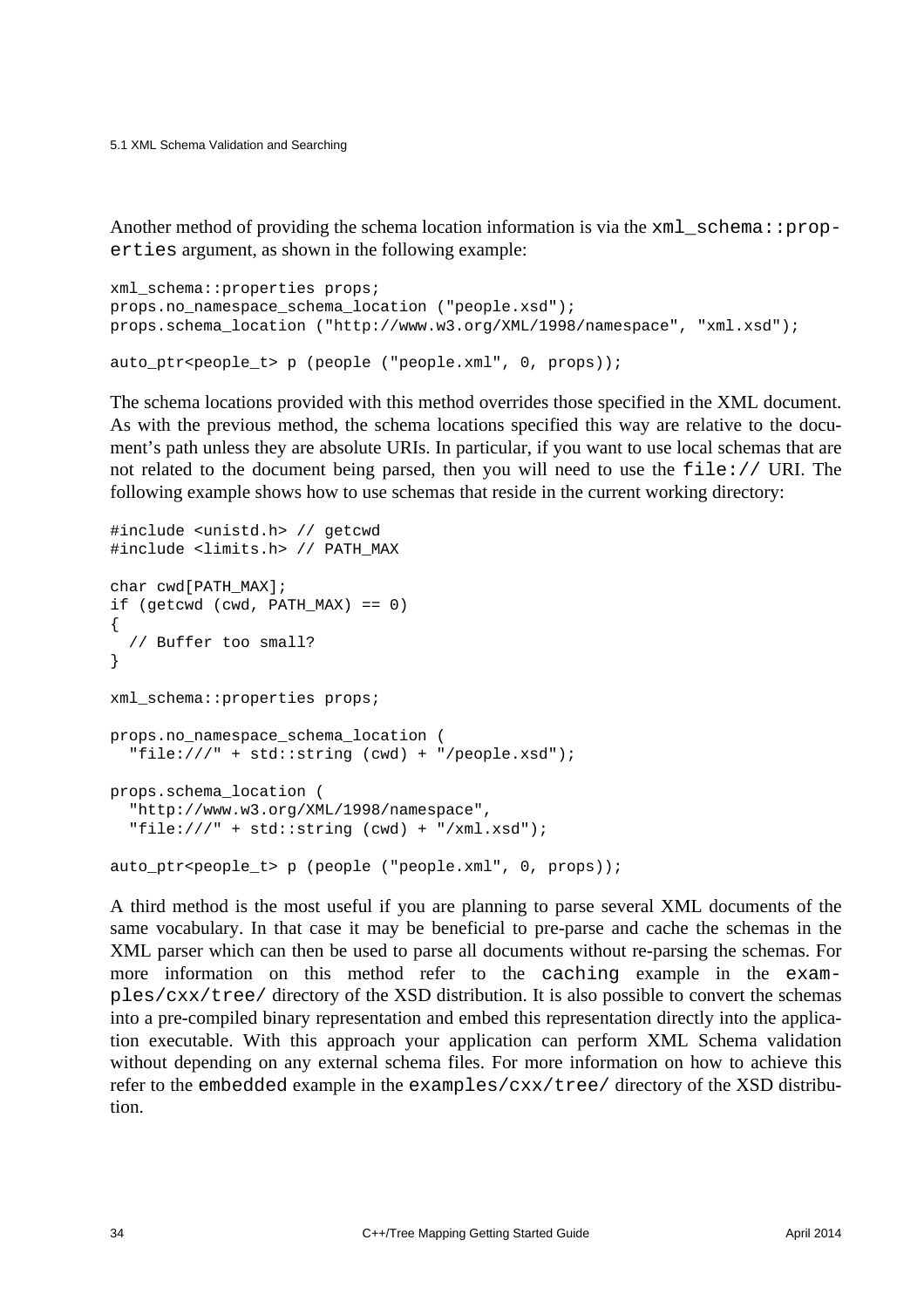Another method of providing the schema location information is via the `xml_schema::properties` argument, as shown in the following example:

```
xml_schema::properties props;
props.no_namespace_schema_location ("people.xsd");
props.schema_location ("http://www.w3.org/XML/1998/namespace", "xml.xsd");

auto_ptr<people_t> p (people ("people.xml", 0, props));
```

The schema locations provided with this method overrides those specified in the XML document. As with the previous method, the schema locations specified this way are relative to the document's path unless they are absolute URIs. In particular, if you want to use local schemas that are not related to the document being parsed, then you will need to use the `file://` URI. The following example shows how to use schemas that reside in the current working directory:

```
#include <unistd.h> // getcwd
#include <limits.h> // PATH_MAX

char cwd[PATH_MAX];
if (getcwd (cwd, PATH_MAX) == 0)
{
  // Buffer too small?
}

xml_schema::properties props;

props.no_namespace_schema_location (
  "file:///" + std::string (cwd) + "/people.xsd");

props.schema_location (
  "http://www.w3.org/XML/1998/namespace",
  "file:///" + std::string (cwd) + "/xml.xsd");

auto_ptr<people_t> p (people ("people.xml", 0, props));
```

A third method is the most useful if you are planning to parse several XML documents of the same vocabulary. In that case it may be beneficial to pre-parse and cache the schemas in the XML parser which can then be used to parse all documents without re-parsing the schemas. For more information on this method refer to the `caching` example in the `examples/cxx/tree/` directory of the XSD distribution. It is also possible to convert the schemas into a pre-compiled binary representation and embed this representation directly into the application executable. With this approach your application can perform XML Schema validation without depending on any external schema files. For more information on how to achieve this refer to the `embedded` example in the `examples/cxx/tree/` directory of the XSD distribution.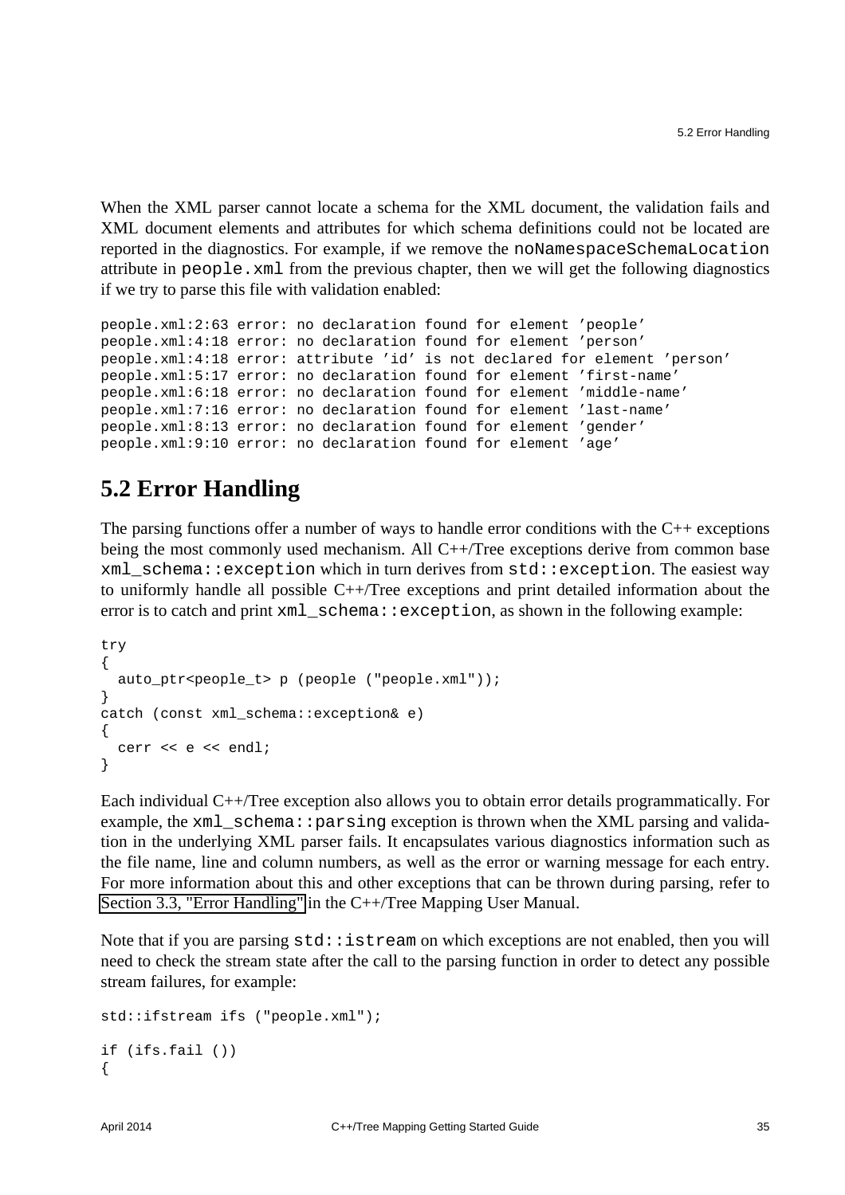When the XML parser cannot locate a schema for the XML document, the validation fails and XML document elements and attributes for which schema definitions could not be located are reported in the diagnostics. For example, if we remove the `noNamespaceSchemaLocation` attribute in `people.xml` from the previous chapter, then we will get the following diagnostics if we try to parse this file with validation enabled:

```
people.xml:2:63 error: no declaration found for element ’people’
people.xml:4:18 error: no declaration found for element ’person’
people.xml:4:18 error: attribute ’id’ is not declared for element ’person’
people.xml:5:17 error: no declaration found for element ’first-name’
people.xml:6:18 error: no declaration found for element ’middle-name’
people.xml:7:16 error: no declaration found for element ’last-name’
people.xml:8:13 error: no declaration found for element ’gender’
people.xml:9:10 error: no declaration found for element ’age’
```

## 5.2 Error Handling

The parsing functions offer a number of ways to handle error conditions with the C++ exceptions being the most commonly used mechanism. All C++/Tree exceptions derive from common base `xml_schema::exception` which in turn derives from `std::exception`. The easiest way to uniformly handle all possible C++/Tree exceptions and print detailed information about the error is to catch and print `xml_schema::exception`, as shown in the following example:

```
try
{
  auto_ptr<people_t> p (people ("people.xml"));
}
catch (const xml_schema::exception& e)
{
  cerr << e << endl;
}
```

Each individual C++/Tree exception also allows you to obtain error details programmatically. For example, the `xml_schema::parsing` exception is thrown when the XML parsing and validation in the underlying XML parser fails. It encapsulates various diagnostics information such as the file name, line and column numbers, as well as the error or warning message for each entry. For more information about this and other exceptions that can be thrown during parsing, refer to Section 3.3, "Error Handling" in the C++/Tree Mapping User Manual.

Note that if you are parsing `std::istream` on which exceptions are not enabled, then you will need to check the stream state after the call to the parsing function in order to detect any possible stream failures, for example:

```
std::ifstream ifs ("people.xml");

if (ifs.fail ())
{
```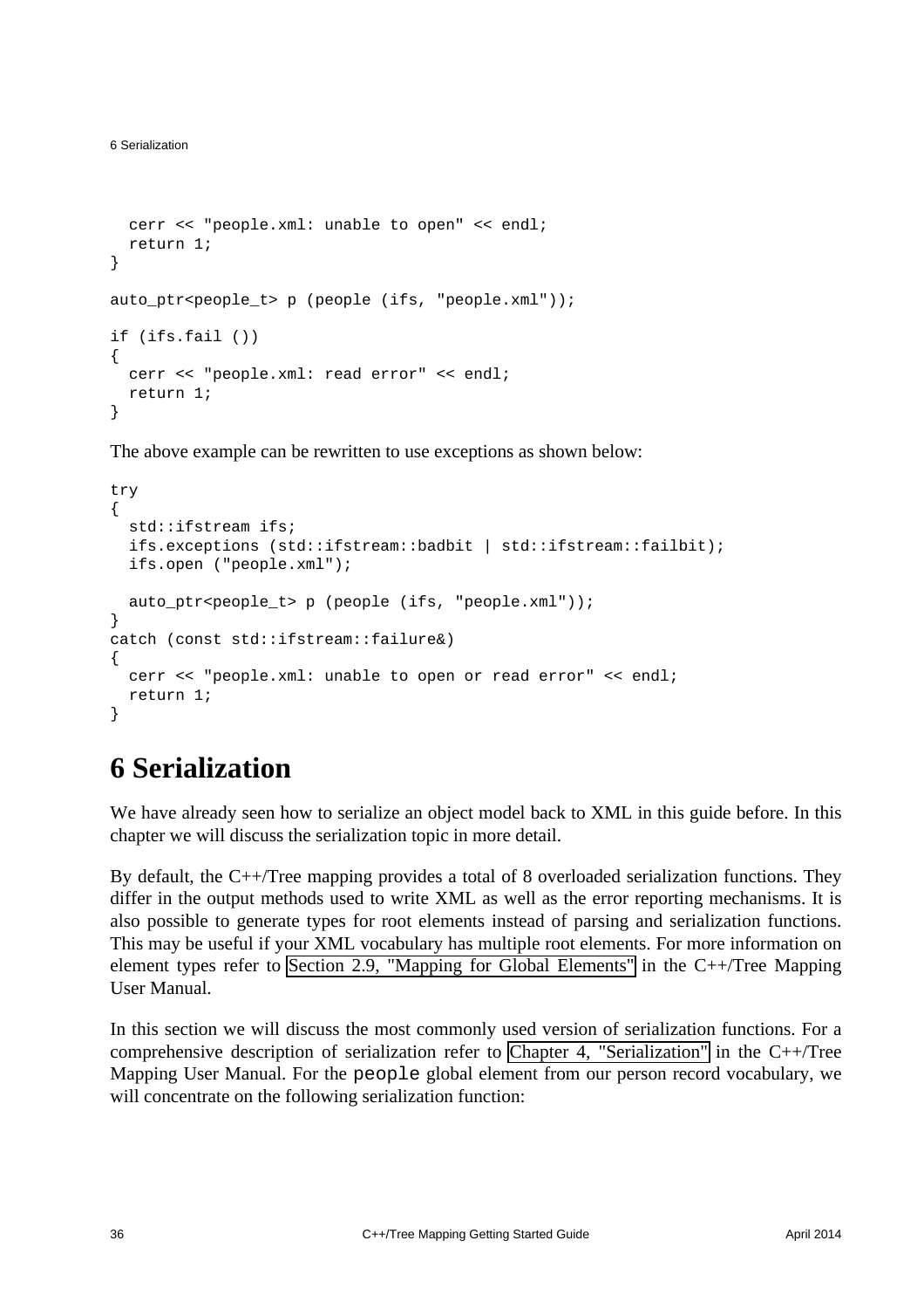```
  cerr << "people.xml: unable to open" << endl;
  return 1;
}

auto_ptr<people_t> p (people (ifs, "people.xml"));

if (ifs.fail ())
{
  cerr << "people.xml: read error" << endl;
  return 1;
}
```

The above example can be rewritten to use exceptions as shown below:

```
try
{
  std::ifstream ifs;
  ifs.exceptions (std::ifstream::badbit | std::ifstream::failbit);
  ifs.open ("people.xml");

  auto_ptr<people_t> p (people (ifs, "people.xml"));
}
catch (const std::ifstream::failure&)
{
  cerr << "people.xml: unable to open or read error" << endl;
  return 1;
}
```

# 6 Serialization

We have already seen how to serialize an object model back to XML in this guide before. In this chapter we will discuss the serialization topic in more detail.

By default, the C++/Tree mapping provides a total of 8 overloaded serialization functions. They differ in the output methods used to write XML as well as the error reporting mechanisms. It is also possible to generate types for root elements instead of parsing and serialization functions. This may be useful if your XML vocabulary has multiple root elements. For more information on element types refer to Section 2.9, "Mapping for Global Elements" in the C++/Tree Mapping User Manual.

In this section we will discuss the most commonly used version of serialization functions. For a comprehensive description of serialization refer to Chapter 4, "Serialization" in the C++/Tree Mapping User Manual. For the `people` global element from our person record vocabulary, we will concentrate on the following serialization function: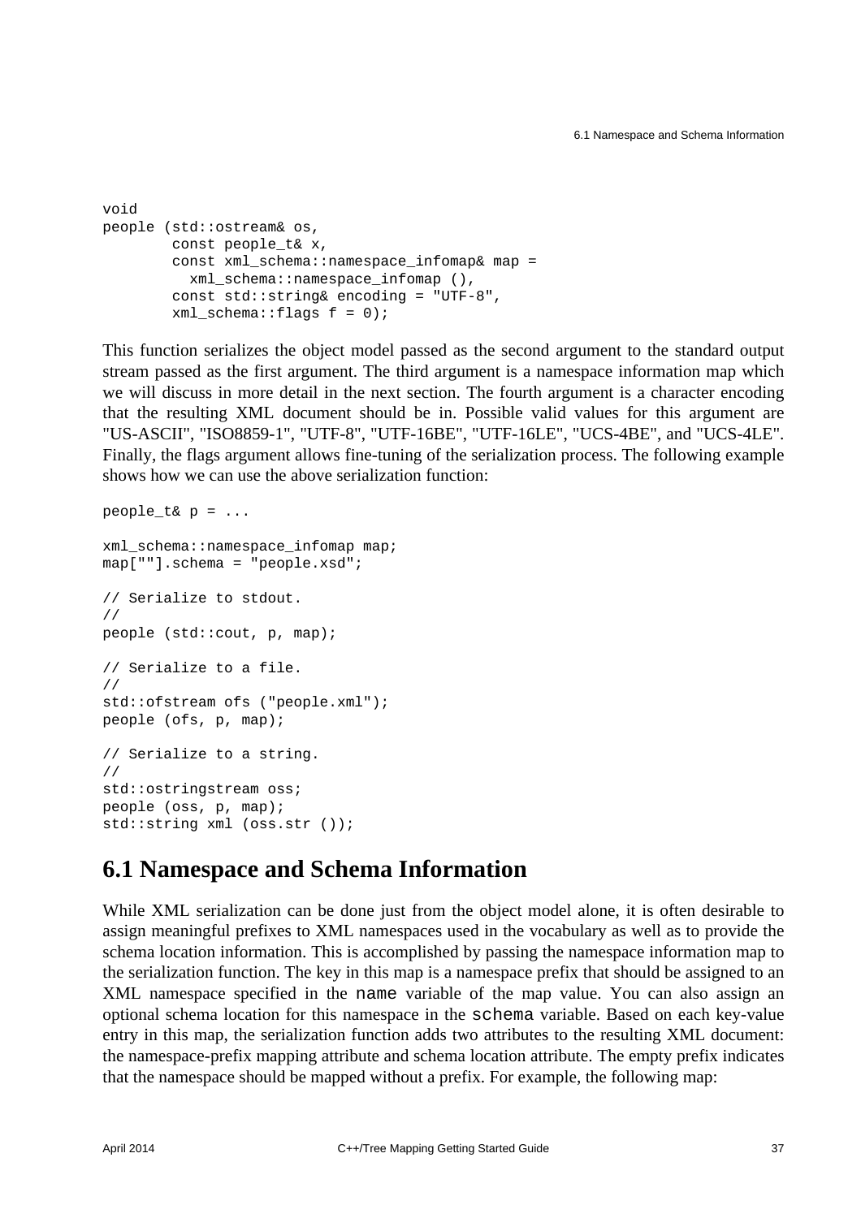```
void
people (std::ostream& os,
        const people_t& x,
        const xml_schema::namespace_infomap& map =
          xml_schema::namespace_infomap (),
        const std::string& encoding = "UTF-8",
        xml_schema::flags f = 0);
```

This function serializes the object model passed as the second argument to the standard output stream passed as the first argument. The third argument is a namespace information map which we will discuss in more detail in the next section. The fourth argument is a character encoding that the resulting XML document should be in. Possible valid values for this argument are "US-ASCII", "ISO8859-1", "UTF-8", "UTF-16BE", "UTF-16LE", "UCS-4BE", and "UCS-4LE". Finally, the flags argument allows fine-tuning of the serialization process. The following example shows how we can use the above serialization function:

```
people_t& p = ...

xml_schema::namespace_infomap map;
map[""].schema = "people.xsd";

// Serialize to stdout.
//
people (std::cout, p, map);

// Serialize to a file.
//
std::ofstream ofs ("people.xml");
people (ofs, p, map);

// Serialize to a string.
//
std::ostringstream oss;
people (oss, p, map);
std::string xml (oss.str ());
```

## 6.1 Namespace and Schema Information

While XML serialization can be done just from the object model alone, it is often desirable to assign meaningful prefixes to XML namespaces used in the vocabulary as well as to provide the schema location information. This is accomplished by passing the namespace information map to the serialization function. The key in this map is a namespace prefix that should be assigned to an XML namespace specified in the `name` variable of the map value. You can also assign an optional schema location for this namespace in the `schema` variable. Based on each key-value entry in this map, the serialization function adds two attributes to the resulting XML document: the namespace-prefix mapping attribute and schema location attribute. The empty prefix indicates that the namespace should be mapped without a prefix. For example, the following map: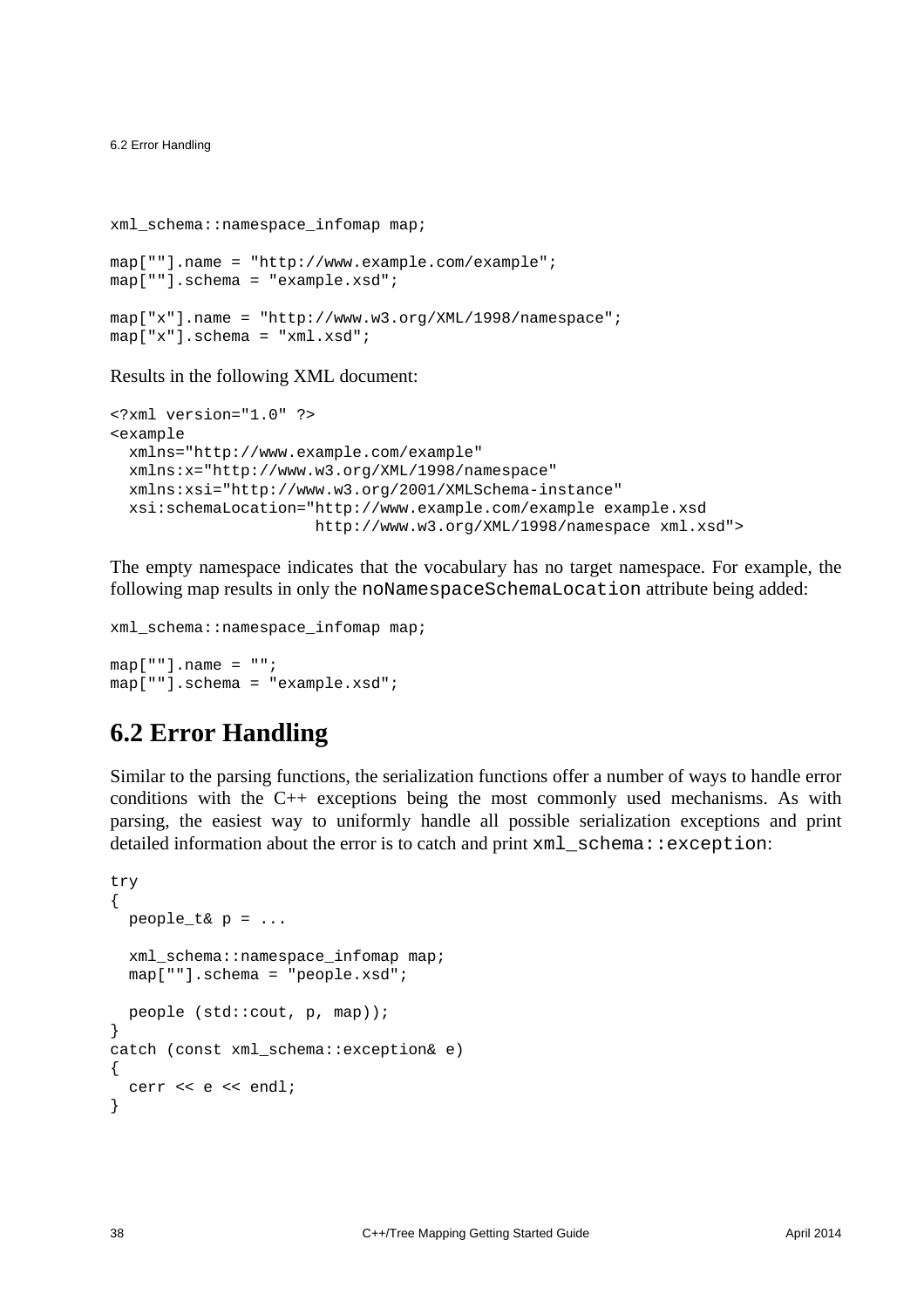```
xml_schema::namespace_infomap map;

map[""].name = "http://www.example.com/example";
map[""].schema = "example.xsd";

map["x"].name = "http://www.w3.org/XML/1998/namespace";
map["x"].schema = "xml.xsd";
```

Results in the following XML document:

```
<?xml version="1.0" ?>
<example
  xmlns="http://www.example.com/example"
  xmlns:x="http://www.w3.org/XML/1998/namespace"
  xmlns:xsi="http://www.w3.org/2001/XMLSchema-instance"
  xsi:schemaLocation="http://www.example.com/example example.xsd
                      http://www.w3.org/XML/1998/namespace xml.xsd">
```

The empty namespace indicates that the vocabulary has no target namespace. For example, the following map results in only the `noNamespaceSchemaLocation` attribute being added:

```
xml_schema::namespace_infomap map;

map[""].name = "";
map[""].schema = "example.xsd";
```

## 6.2 Error Handling

Similar to the parsing functions, the serialization functions offer a number of ways to handle error conditions with the C++ exceptions being the most commonly used mechanisms. As with parsing, the easiest way to uniformly handle all possible serialization exceptions and print detailed information about the error is to catch and print `xml_schema::exception`:

```
try
{
  people_t& p = ...

  xml_schema::namespace_infomap map;
  map[""].schema = "people.xsd";

  people (std::cout, p, map));
}
catch (const xml_schema::exception& e)
{
  cerr << e << endl;
}
```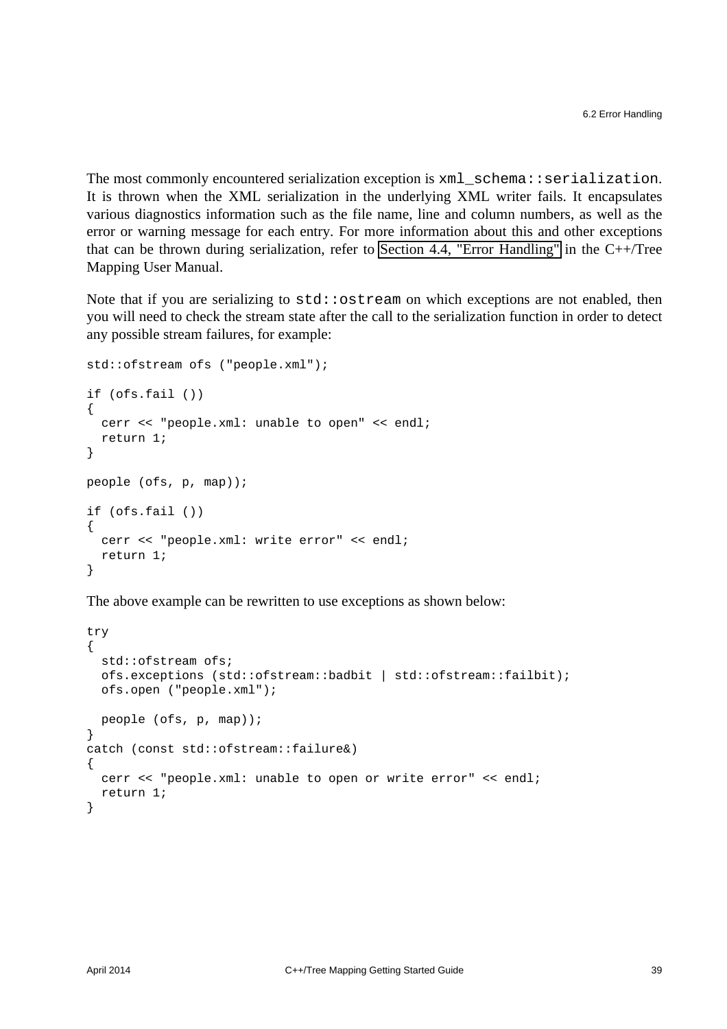The most commonly encountered serialization exception is `xml_schema::serialization`. It is thrown when the XML serialization in the underlying XML writer fails. It encapsulates various diagnostics information such as the file name, line and column numbers, as well as the error or warning message for each entry. For more information about this and other exceptions that can be thrown during serialization, refer to Section 4.4, "Error Handling" in the C++/Tree Mapping User Manual.

Note that if you are serializing to `std::ostream` on which exceptions are not enabled, then you will need to check the stream state after the call to the serialization function in order to detect any possible stream failures, for example:

```
std::ofstream ofs ("people.xml");

if (ofs.fail ())
{
  cerr << "people.xml: unable to open" << endl;
  return 1;
}

people (ofs, p, map));

if (ofs.fail ())
{
  cerr << "people.xml: write error" << endl;
  return 1;
}
```

The above example can be rewritten to use exceptions as shown below:

```
try
{
  std::ofstream ofs;
  ofs.exceptions (std::ofstream::badbit | std::ofstream::failbit);
  ofs.open ("people.xml");

  people (ofs, p, map));
}
catch (const std::ofstream::failure&)
{
  cerr << "people.xml: unable to open or write error" << endl;
  return 1;
}
```